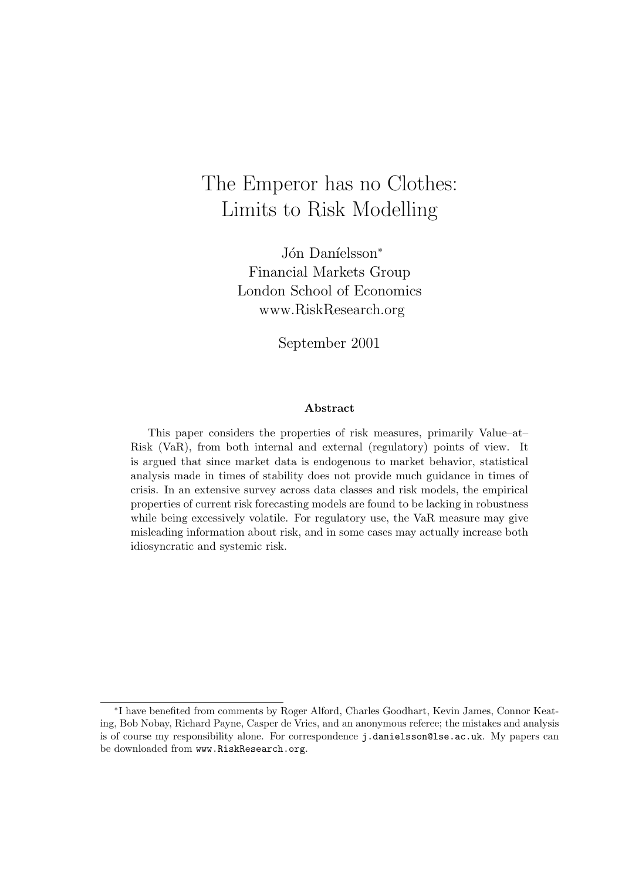# The Emperor has no Clothes: Limits to Risk Modelling

Jón Daníelsson*
Financial Markets Group
London School of Economics
www.RiskResearch.org

September 2001

**Abstract**

This paper considers the properties of risk measures, primarily Value–at–Risk (VaR), from both internal and external (regulatory) points of view. It is argued that since market data is endogenous to market behavior, statistical analysis made in times of stability does not provide much guidance in times of crisis. In an extensive survey across data classes and risk models, the empirical properties of current risk forecasting models are found to be lacking in robustness while being excessively volatile. For regulatory use, the VaR measure may give misleading information about risk, and in some cases may actually increase both idiosyncratic and systemic risk.

---

*I have benefited from comments by Roger Alford, Charles Goodhart, Kevin James, Connor Keating, Bob Nobay, Richard Payne, Casper de Vries, and an anonymous referee; the mistakes and analysis is of course my responsibility alone. For correspondence `j.danielsson@lse.ac.uk`. My papers can be downloaded from `www.RiskResearch.org`.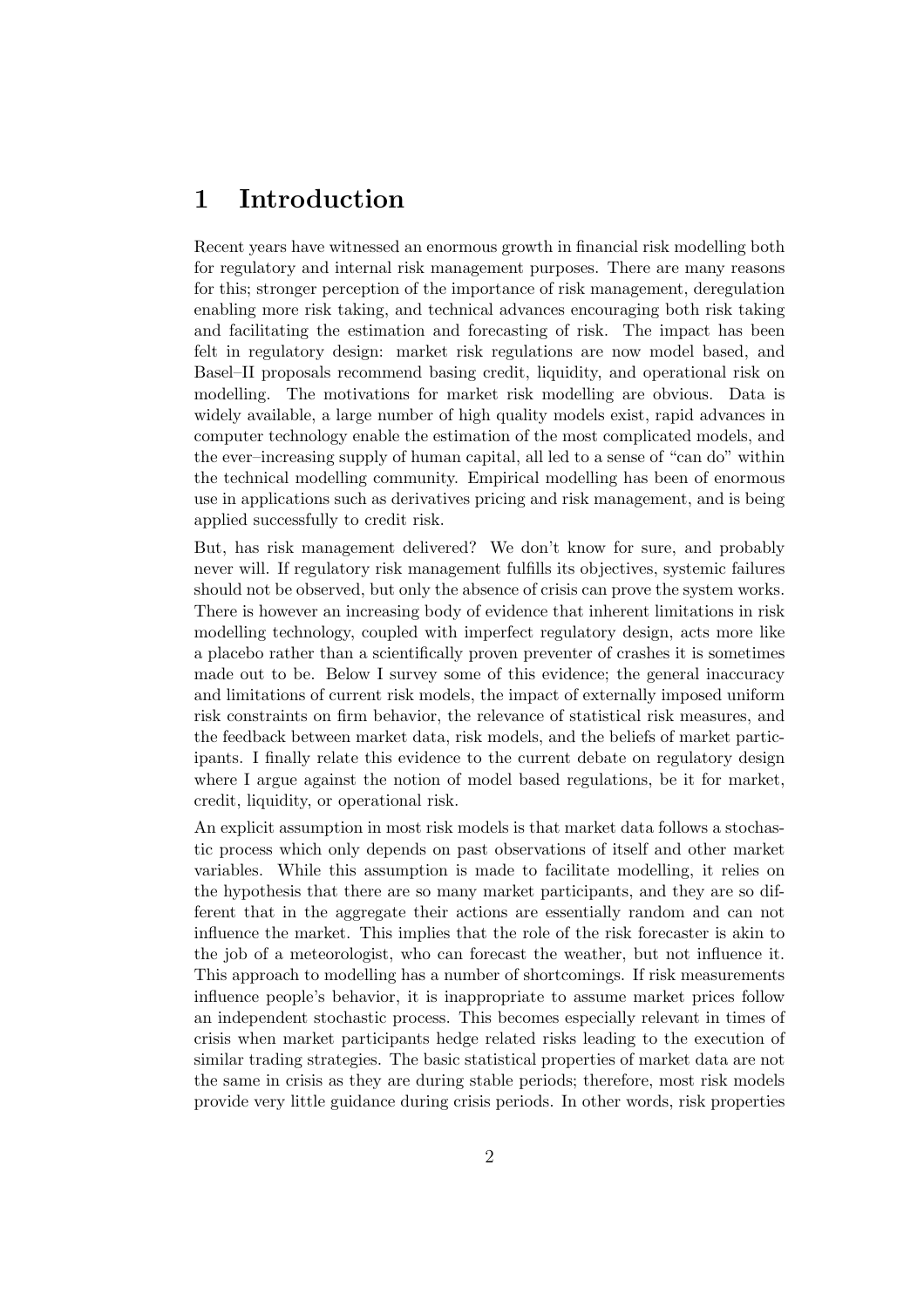# 1 Introduction

Recent years have witnessed an enormous growth in financial risk modelling both for regulatory and internal risk management purposes. There are many reasons for this; stronger perception of the importance of risk management, deregulation enabling more risk taking, and technical advances encouraging both risk taking and facilitating the estimation and forecasting of risk. The impact has been felt in regulatory design: market risk regulations are now model based, and Basel–II proposals recommend basing credit, liquidity, and operational risk on modelling. The motivations for market risk modelling are obvious. Data is widely available, a large number of high quality models exist, rapid advances in computer technology enable the estimation of the most complicated models, and the ever–increasing supply of human capital, all led to a sense of "can do" within the technical modelling community. Empirical modelling has been of enormous use in applications such as derivatives pricing and risk management, and is being applied successfully to credit risk.

But, has risk management delivered? We don't know for sure, and probably never will. If regulatory risk management fulfills its objectives, systemic failures should not be observed, but only the absence of crisis can prove the system works. There is however an increasing body of evidence that inherent limitations in risk modelling technology, coupled with imperfect regulatory design, acts more like a placebo rather than a scientifically proven preventer of crashes it is sometimes made out to be. Below I survey some of this evidence; the general inaccuracy and limitations of current risk models, the impact of externally imposed uniform risk constraints on firm behavior, the relevance of statistical risk measures, and the feedback between market data, risk models, and the beliefs of market participants. I finally relate this evidence to the current debate on regulatory design where I argue against the notion of model based regulations, be it for market, credit, liquidity, or operational risk.

An explicit assumption in most risk models is that market data follows a stochastic process which only depends on past observations of itself and other market variables. While this assumption is made to facilitate modelling, it relies on the hypothesis that there are so many market participants, and they are so different that in the aggregate their actions are essentially random and can not influence the market. This implies that the role of the risk forecaster is akin to the job of a meteorologist, who can forecast the weather, but not influence it. This approach to modelling has a number of shortcomings. If risk measurements influence people's behavior, it is inappropriate to assume market prices follow an independent stochastic process. This becomes especially relevant in times of crisis when market participants hedge related risks leading to the execution of similar trading strategies. The basic statistical properties of market data are not the same in crisis as they are during stable periods; therefore, most risk models provide very little guidance during crisis periods. In other words, risk properties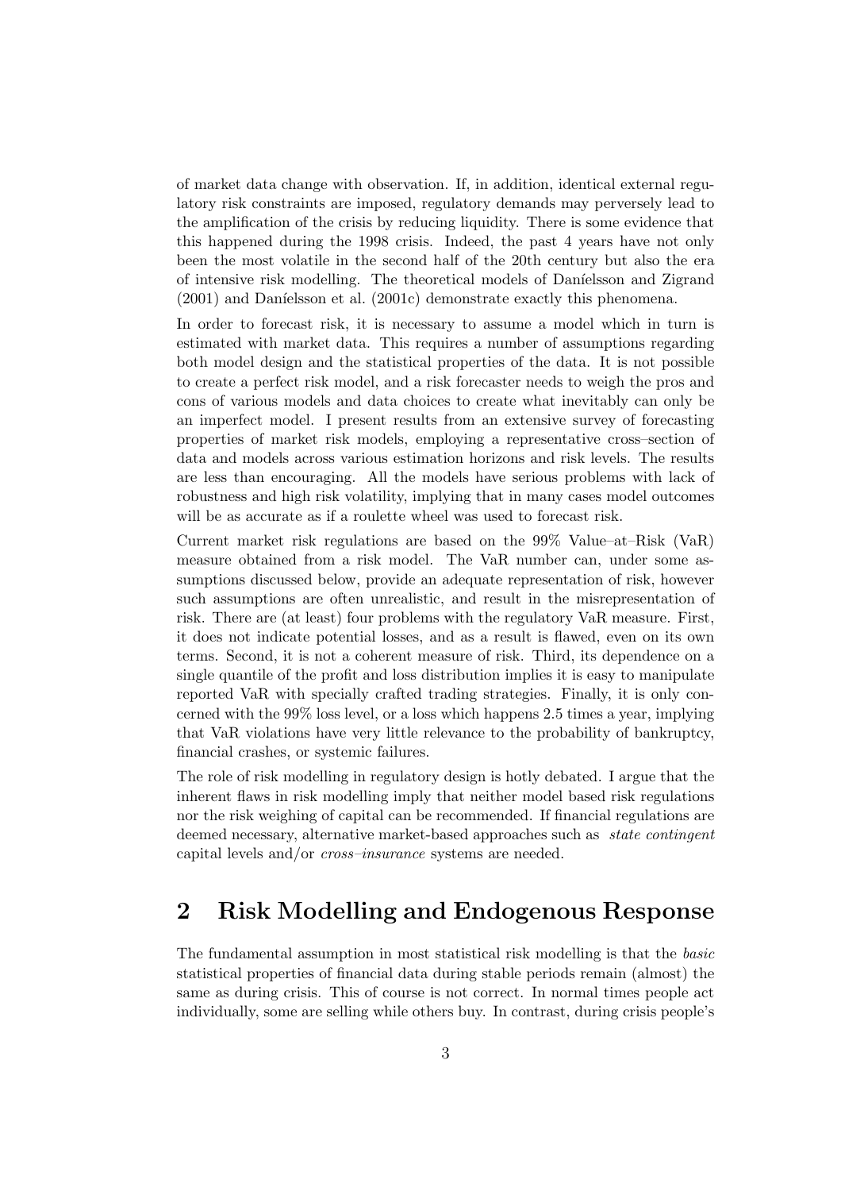of market data change with observation. If, in addition, identical external regulatory risk constraints are imposed, regulatory demands may perversely lead to the amplification of the crisis by reducing liquidity. There is some evidence that this happened during the 1998 crisis. Indeed, the past 4 years have not only been the most volatile in the second half of the 20th century but also the era of intensive risk modelling. The theoretical models of Daníelsson and Zigrand (2001) and Daníelsson et al. (2001c) demonstrate exactly this phenomena.

In order to forecast risk, it is necessary to assume a model which in turn is estimated with market data. This requires a number of assumptions regarding both model design and the statistical properties of the data. It is not possible to create a perfect risk model, and a risk forecaster needs to weigh the pros and cons of various models and data choices to create what inevitably can only be an imperfect model. I present results from an extensive survey of forecasting properties of market risk models, employing a representative cross–section of data and models across various estimation horizons and risk levels. The results are less than encouraging. All the models have serious problems with lack of robustness and high risk volatility, implying that in many cases model outcomes will be as accurate as if a roulette wheel was used to forecast risk.

Current market risk regulations are based on the 99% Value–at–Risk (VaR) measure obtained from a risk model. The VaR number can, under some assumptions discussed below, provide an adequate representation of risk, however such assumptions are often unrealistic, and result in the misrepresentation of risk. There are (at least) four problems with the regulatory VaR measure. First, it does not indicate potential losses, and as a result is flawed, even on its own terms. Second, it is not a coherent measure of risk. Third, its dependence on a single quantile of the profit and loss distribution implies it is easy to manipulate reported VaR with specially crafted trading strategies. Finally, it is only concerned with the 99% loss level, or a loss which happens 2.5 times a year, implying that VaR violations have very little relevance to the probability of bankruptcy, financial crashes, or systemic failures.

The role of risk modelling in regulatory design is hotly debated. I argue that the inherent flaws in risk modelling imply that neither model based risk regulations nor the risk weighing of capital can be recommended. If financial regulations are deemed necessary, alternative market-based approaches such as *state contingent* capital levels and/or *cross–insurance* systems are needed.

## 2 Risk Modelling and Endogenous Response

The fundamental assumption in most statistical risk modelling is that the *basic* statistical properties of financial data during stable periods remain (almost) the same as during crisis. This of course is not correct. In normal times people act individually, some are selling while others buy. In contrast, during crisis people's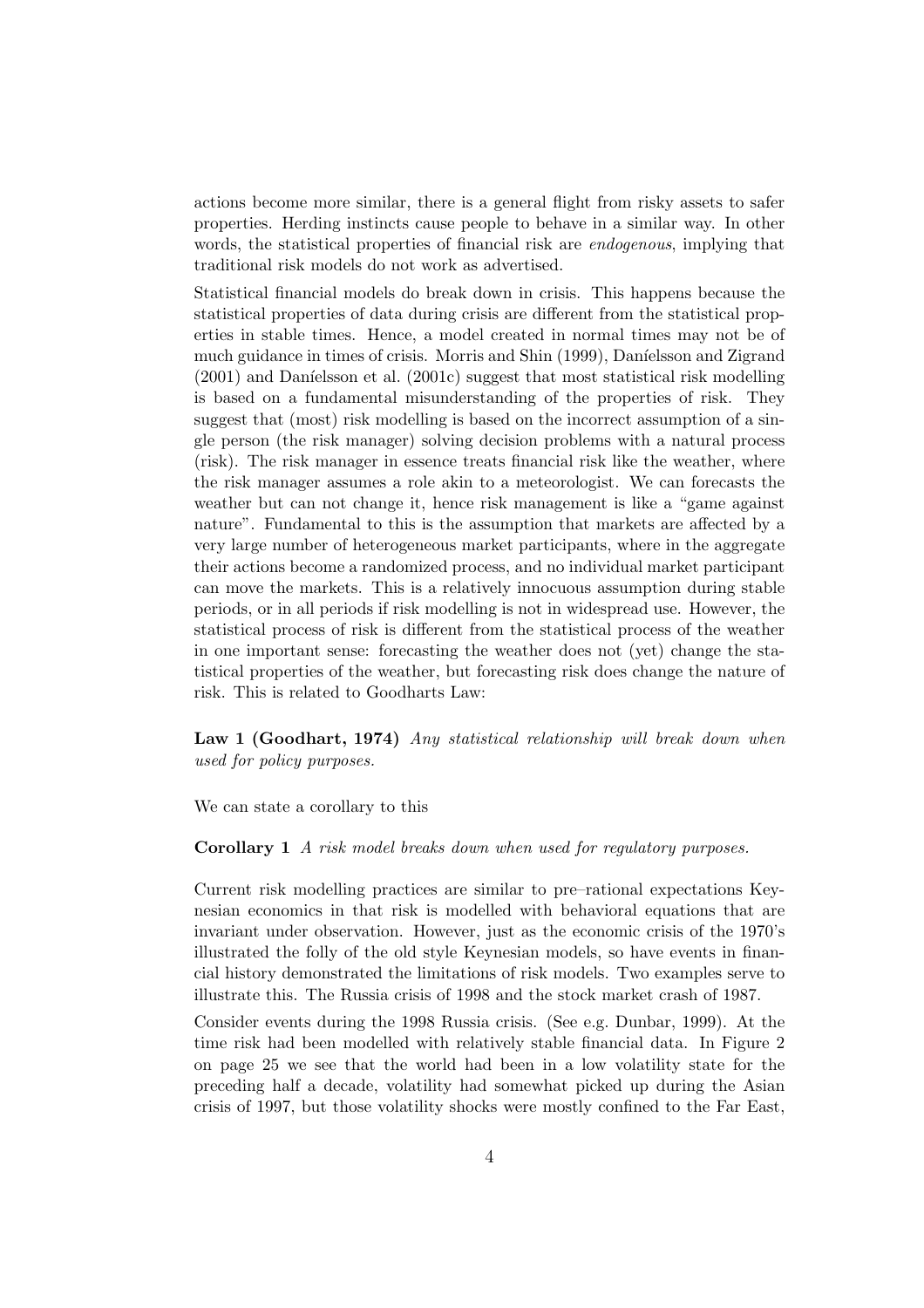actions become more similar, there is a general flight from risky assets to safer properties. Herding instincts cause people to behave in a similar way. In other words, the statistical properties of financial risk are *endogenous*, implying that traditional risk models do not work as advertised.

Statistical financial models do break down in crisis. This happens because the statistical properties of data during crisis are different from the statistical properties in stable times. Hence, a model created in normal times may not be of much guidance in times of crisis. Morris and Shin (1999), Daníelsson and Zigrand (2001) and Daníelsson et al. (2001c) suggest that most statistical risk modelling is based on a fundamental misunderstanding of the properties of risk. They suggest that (most) risk modelling is based on the incorrect assumption of a single person (the risk manager) solving decision problems with a natural process (risk). The risk manager in essence treats financial risk like the weather, where the risk manager assumes a role akin to a meteorologist. We can forecasts the weather but can not change it, hence risk management is like a "game against nature". Fundamental to this is the assumption that markets are affected by a very large number of heterogeneous market participants, where in the aggregate their actions become a randomized process, and no individual market participant can move the markets. This is a relatively innocuous assumption during stable periods, or in all periods if risk modelling is not in widespread use. However, the statistical process of risk is different from the statistical process of the weather in one important sense: forecasting the weather does not (yet) change the statistical properties of the weather, but forecasting risk does change the nature of risk. This is related to Goodharts Law:

**Law 1 (Goodhart, 1974)** *Any statistical relationship will break down when used for policy purposes.*

We can state a corollary to this

**Corollary 1** *A risk model breaks down when used for regulatory purposes.*

Current risk modelling practices are similar to pre–rational expectations Keynesian economics in that risk is modelled with behavioral equations that are invariant under observation. However, just as the economic crisis of the 1970's illustrated the folly of the old style Keynesian models, so have events in financial history demonstrated the limitations of risk models. Two examples serve to illustrate this. The Russia crisis of 1998 and the stock market crash of 1987.

Consider events during the 1998 Russia crisis. (See e.g. Dunbar, 1999). At the time risk had been modelled with relatively stable financial data. In Figure 2 on page 25 we see that the world had been in a low volatility state for the preceding half a decade, volatility had somewhat picked up during the Asian crisis of 1997, but those volatility shocks were mostly confined to the Far East,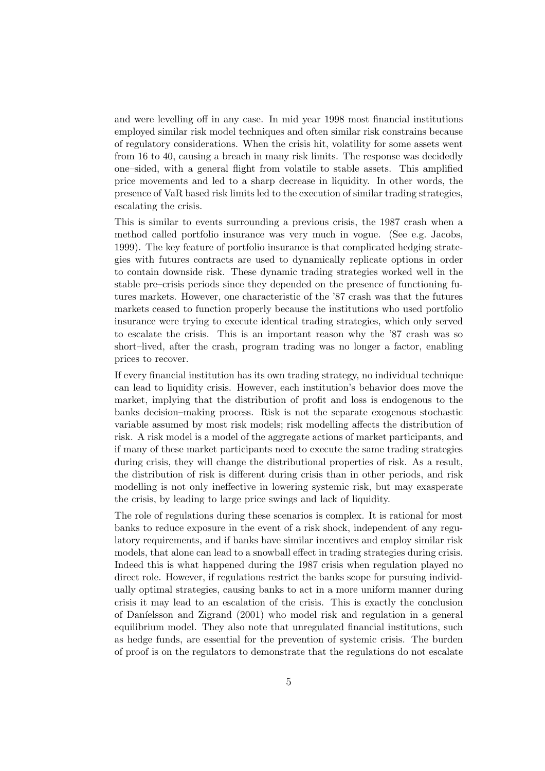and were levelling off in any case. In mid year 1998 most financial institutions employed similar risk model techniques and often similar risk constrains because of regulatory considerations. When the crisis hit, volatility for some assets went from 16 to 40, causing a breach in many risk limits. The response was decidedly one–sided, with a general flight from volatile to stable assets. This amplified price movements and led to a sharp decrease in liquidity. In other words, the presence of VaR based risk limits led to the execution of similar trading strategies, escalating the crisis.

This is similar to events surrounding a previous crisis, the 1987 crash when a method called portfolio insurance was very much in vogue. (See e.g. Jacobs, 1999). The key feature of portfolio insurance is that complicated hedging strategies with futures contracts are used to dynamically replicate options in order to contain downside risk. These dynamic trading strategies worked well in the stable pre–crisis periods since they depended on the presence of functioning futures markets. However, one characteristic of the '87 crash was that the futures markets ceased to function properly because the institutions who used portfolio insurance were trying to execute identical trading strategies, which only served to escalate the crisis. This is an important reason why the '87 crash was so short–lived, after the crash, program trading was no longer a factor, enabling prices to recover.

If every financial institution has its own trading strategy, no individual technique can lead to liquidity crisis. However, each institution's behavior does move the market, implying that the distribution of profit and loss is endogenous to the banks decision–making process. Risk is not the separate exogenous stochastic variable assumed by most risk models; risk modelling affects the distribution of risk. A risk model is a model of the aggregate actions of market participants, and if many of these market participants need to execute the same trading strategies during crisis, they will change the distributional properties of risk. As a result, the distribution of risk is different during crisis than in other periods, and risk modelling is not only ineffective in lowering systemic risk, but may exasperate the crisis, by leading to large price swings and lack of liquidity.

The role of regulations during these scenarios is complex. It is rational for most banks to reduce exposure in the event of a risk shock, independent of any regulatory requirements, and if banks have similar incentives and employ similar risk models, that alone can lead to a snowball effect in trading strategies during crisis. Indeed this is what happened during the 1987 crisis when regulation played no direct role. However, if regulations restrict the banks scope for pursuing individually optimal strategies, causing banks to act in a more uniform manner during crisis it may lead to an escalation of the crisis. This is exactly the conclusion of Daníelsson and Zigrand (2001) who model risk and regulation in a general equilibrium model. They also note that unregulated financial institutions, such as hedge funds, are essential for the prevention of systemic crisis. The burden of proof is on the regulators to demonstrate that the regulations do not escalate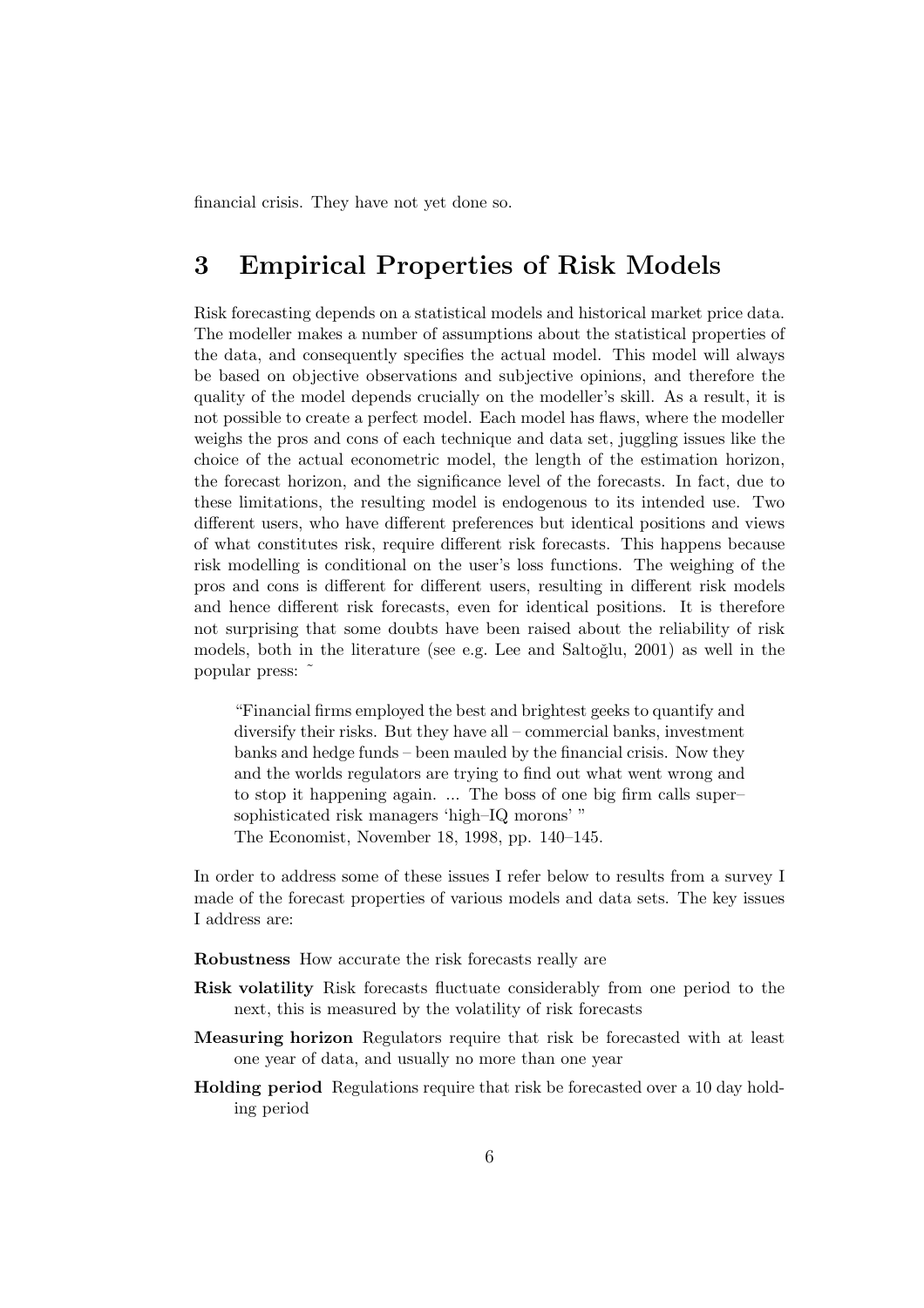financial crisis. They have not yet done so.

## 3 Empirical Properties of Risk Models

Risk forecasting depends on a statistical models and historical market price data. The modeller makes a number of assumptions about the statistical properties of the data, and consequently specifies the actual model. This model will always be based on objective observations and subjective opinions, and therefore the quality of the model depends crucially on the modeller's skill. As a result, it is not possible to create a perfect model. Each model has flaws, where the modeller weighs the pros and cons of each technique and data set, juggling issues like the choice of the actual econometric model, the length of the estimation horizon, the forecast horizon, and the significance level of the forecasts. In fact, due to these limitations, the resulting model is endogenous to its intended use. Two different users, who have different preferences but identical positions and views of what constitutes risk, require different risk forecasts. This happens because risk modelling is conditional on the user's loss functions. The weighing of the pros and cons is different for different users, resulting in different risk models and hence different risk forecasts, even for identical positions. It is therefore not surprising that some doubts have been raised about the reliability of risk models, both in the literature (see e.g. Lee and Saltoğlu, 2001) as well in the popular press: ˜

> "Financial firms employed the best and brightest geeks to quantify and diversify their risks. But they have all – commercial banks, investment banks and hedge funds – been mauled by the financial crisis. Now they and the worlds regulators are trying to find out what went wrong and to stop it happening again. ... The boss of one big firm calls super–sophisticated risk managers 'high–IQ morons' "
> The Economist, November 18, 1998, pp. 140–145.

In order to address some of these issues I refer below to results from a survey I made of the forecast properties of various models and data sets. The key issues I address are:

**Robustness** How accurate the risk forecasts really are

**Risk volatility** Risk forecasts fluctuate considerably from one period to the next, this is measured by the volatility of risk forecasts

**Measuring horizon** Regulators require that risk be forecasted with at least one year of data, and usually no more than one year

**Holding period** Regulations require that risk be forecasted over a 10 day holding period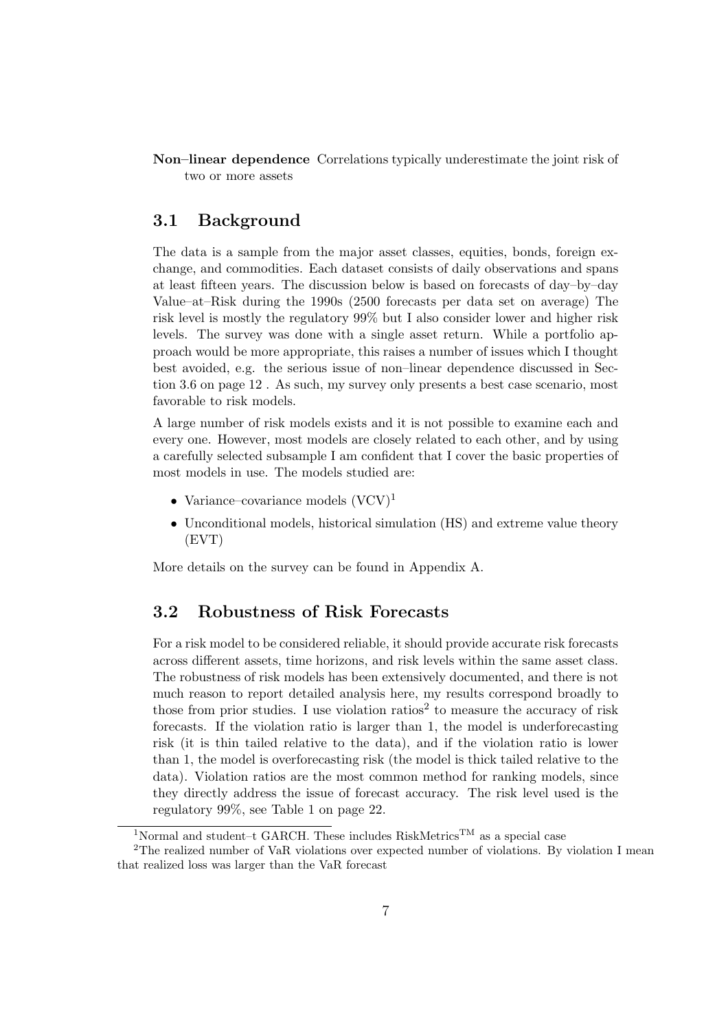**Non–linear dependence** Correlations typically underestimate the joint risk of two or more assets

## 3.1 Background

The data is a sample from the major asset classes, equities, bonds, foreign exchange, and commodities. Each dataset consists of daily observations and spans at least fifteen years. The discussion below is based on forecasts of day–by–day Value–at–Risk during the 1990s (2500 forecasts per data set on average) The risk level is mostly the regulatory 99% but I also consider lower and higher risk levels. The survey was done with a single asset return. While a portfolio approach would be more appropriate, this raises a number of issues which I thought best avoided, e.g. the serious issue of non–linear dependence discussed in Section 3.6 on page 12 . As such, my survey only presents a best case scenario, most favorable to risk models.

A large number of risk models exists and it is not possible to examine each and every one. However, most models are closely related to each other, and by using a carefully selected subsample I am confident that I cover the basic properties of most models in use. The models studied are:

- Variance–covariance models (VCV)[1]
- Unconditional models, historical simulation (HS) and extreme value theory (EVT)

More details on the survey can be found in Appendix A.

## 3.2 Robustness of Risk Forecasts

For a risk model to be considered reliable, it should provide accurate risk forecasts across different assets, time horizons, and risk levels within the same asset class. The robustness of risk models has been extensively documented, and there is not much reason to report detailed analysis here, my results correspond broadly to those from prior studies. I use violation ratios[2] to measure the accuracy of risk forecasts. If the violation ratio is larger than 1, the model is underforecasting risk (it is thin tailed relative to the data), and if the violation ratio is lower than 1, the model is overforecasting risk (the model is thick tailed relative to the data). Violation ratios are the most common method for ranking models, since they directly address the issue of forecast accuracy. The risk level used is the regulatory 99%, see Table 1 on page 22.

[1] Normal and student–t GARCH. These includes RiskMetrics™ as a special case

[2] The realized number of VaR violations over expected number of violations. By violation I mean that realized loss was larger than the VaR forecast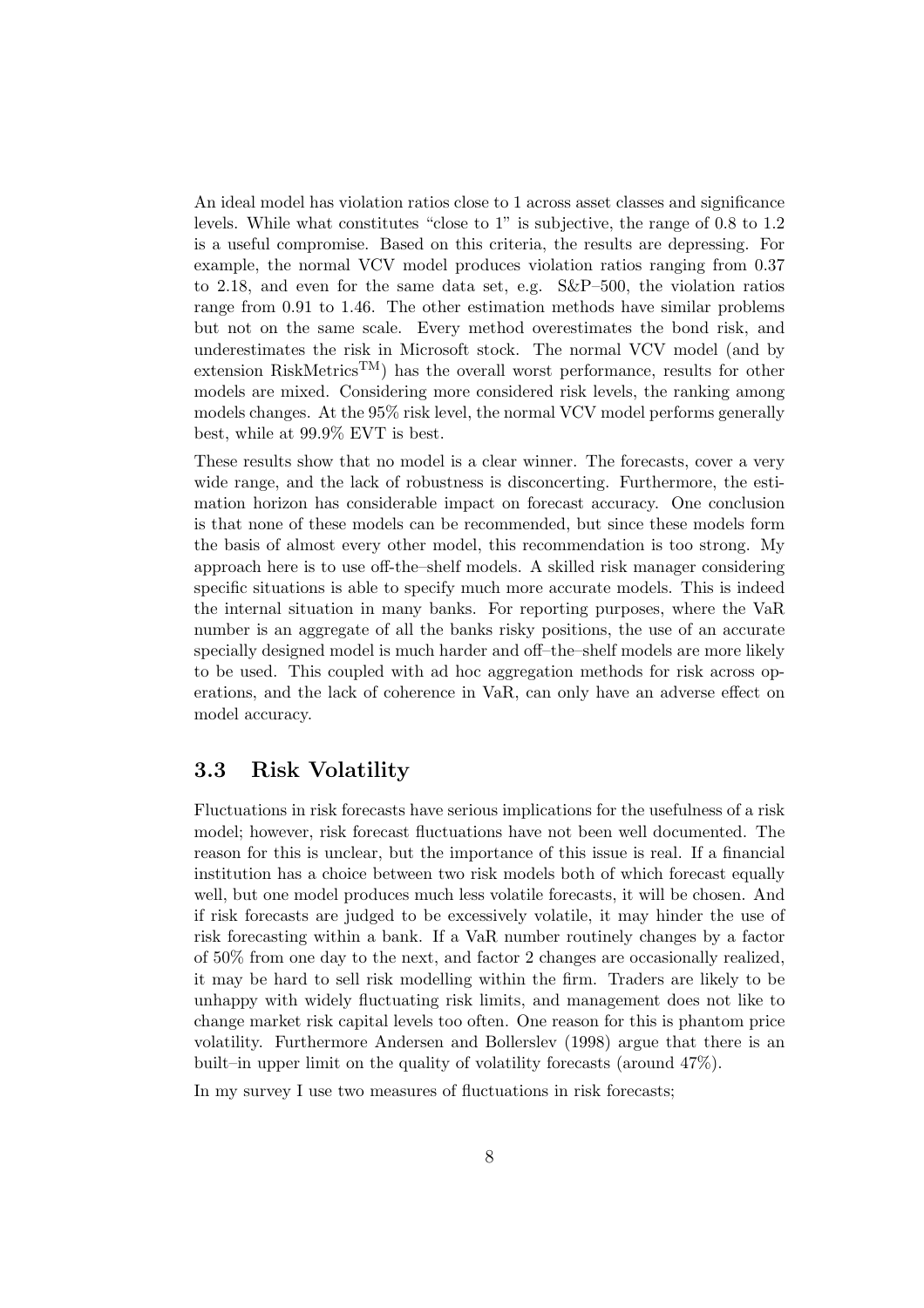An ideal model has violation ratios close to 1 across asset classes and significance levels. While what constitutes "close to 1" is subjective, the range of 0.8 to 1.2 is a useful compromise. Based on this criteria, the results are depressing. For example, the normal VCV model produces violation ratios ranging from 0.37 to 2.18, and even for the same data set, e.g. S&P–500, the violation ratios range from 0.91 to 1.46. The other estimation methods have similar problems but not on the same scale. Every method overestimates the bond risk, and underestimates the risk in Microsoft stock. The normal VCV model (and by extension RiskMetrics$^{\text{TM}}$) has the overall worst performance, results for other models are mixed. Considering more considered risk levels, the ranking among models changes. At the 95% risk level, the normal VCV model performs generally best, while at 99.9% EVT is best.

These results show that no model is a clear winner. The forecasts, cover a very wide range, and the lack of robustness is disconcerting. Furthermore, the estimation horizon has considerable impact on forecast accuracy. One conclusion is that none of these models can be recommended, but since these models form the basis of almost every other model, this recommendation is too strong. My approach here is to use off-the–shelf models. A skilled risk manager considering specific situations is able to specify much more accurate models. This is indeed the internal situation in many banks. For reporting purposes, where the VaR number is an aggregate of all the banks risky positions, the use of an accurate specially designed model is much harder and off–the–shelf models are more likely to be used. This coupled with ad hoc aggregation methods for risk across operations, and the lack of coherence in VaR, can only have an adverse effect on model accuracy.

## 3.3 Risk Volatility

Fluctuations in risk forecasts have serious implications for the usefulness of a risk model; however, risk forecast fluctuations have not been well documented. The reason for this is unclear, but the importance of this issue is real. If a financial institution has a choice between two risk models both of which forecast equally well, but one model produces much less volatile forecasts, it will be chosen. And if risk forecasts are judged to be excessively volatile, it may hinder the use of risk forecasting within a bank. If a VaR number routinely changes by a factor of 50% from one day to the next, and factor 2 changes are occasionally realized, it may be hard to sell risk modelling within the firm. Traders are likely to be unhappy with widely fluctuating risk limits, and management does not like to change market risk capital levels too often. One reason for this is phantom price volatility. Furthermore Andersen and Bollerslev (1998) argue that there is an built–in upper limit on the quality of volatility forecasts (around 47%).

In my survey I use two measures of fluctuations in risk forecasts;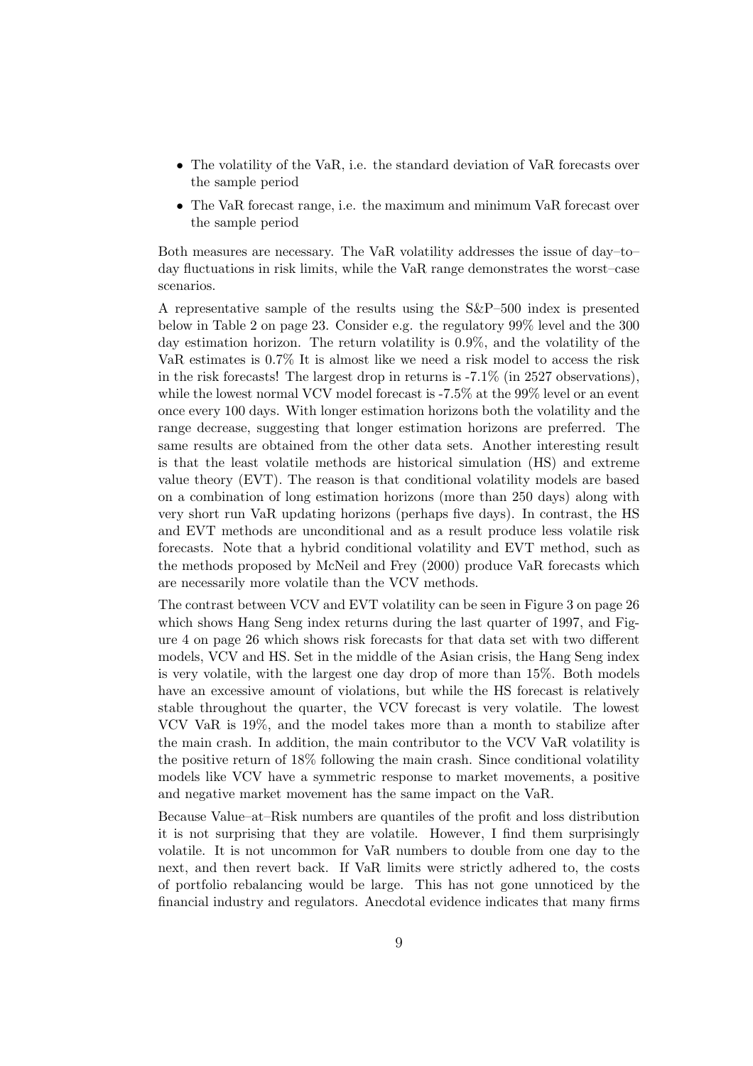- The volatility of the VaR, i.e. the standard deviation of VaR forecasts over the sample period
- The VaR forecast range, i.e. the maximum and minimum VaR forecast over the sample period

Both measures are necessary. The VaR volatility addresses the issue of day–to–day fluctuations in risk limits, while the VaR range demonstrates the worst–case scenarios.

A representative sample of the results using the S&P–500 index is presented below in Table 2 on page 23. Consider e.g. the regulatory 99% level and the 300 day estimation horizon. The return volatility is 0.9%, and the volatility of the VaR estimates is 0.7% It is almost like we need a risk model to access the risk in the risk forecasts! The largest drop in returns is -7.1% (in 2527 observations), while the lowest normal VCV model forecast is -7.5% at the 99% level or an event once every 100 days. With longer estimation horizons both the volatility and the range decrease, suggesting that longer estimation horizons are preferred. The same results are obtained from the other data sets. Another interesting result is that the least volatile methods are historical simulation (HS) and extreme value theory (EVT). The reason is that conditional volatility models are based on a combination of long estimation horizons (more than 250 days) along with very short run VaR updating horizons (perhaps five days). In contrast, the HS and EVT methods are unconditional and as a result produce less volatile risk forecasts. Note that a hybrid conditional volatility and EVT method, such as the methods proposed by McNeil and Frey (2000) produce VaR forecasts which are necessarily more volatile than the VCV methods.

The contrast between VCV and EVT volatility can be seen in Figure 3 on page 26 which shows Hang Seng index returns during the last quarter of 1997, and Figure 4 on page 26 which shows risk forecasts for that data set with two different models, VCV and HS. Set in the middle of the Asian crisis, the Hang Seng index is very volatile, with the largest one day drop of more than 15%. Both models have an excessive amount of violations, but while the HS forecast is relatively stable throughout the quarter, the VCV forecast is very volatile. The lowest VCV VaR is 19%, and the model takes more than a month to stabilize after the main crash. In addition, the main contributor to the VCV VaR volatility is the positive return of 18% following the main crash. Since conditional volatility models like VCV have a symmetric response to market movements, a positive and negative market movement has the same impact on the VaR.

Because Value–at–Risk numbers are quantiles of the profit and loss distribution it is not surprising that they are volatile. However, I find them surprisingly volatile. It is not uncommon for VaR numbers to double from one day to the next, and then revert back. If VaR limits were strictly adhered to, the costs of portfolio rebalancing would be large. This has not gone unnoticed by the financial industry and regulators. Anecdotal evidence indicates that many firms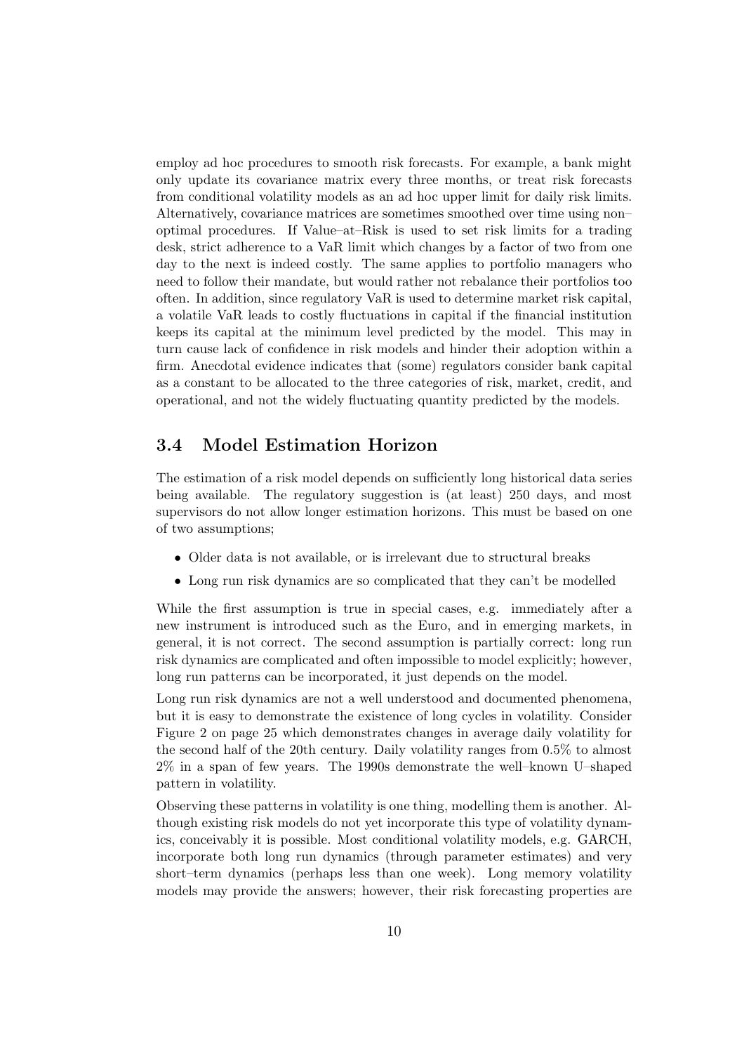employ ad hoc procedures to smooth risk forecasts. For example, a bank might only update its covariance matrix every three months, or treat risk forecasts from conditional volatility models as an ad hoc upper limit for daily risk limits. Alternatively, covariance matrices are sometimes smoothed over time using non–optimal procedures. If Value–at–Risk is used to set risk limits for a trading desk, strict adherence to a VaR limit which changes by a factor of two from one day to the next is indeed costly. The same applies to portfolio managers who need to follow their mandate, but would rather not rebalance their portfolios too often. In addition, since regulatory VaR is used to determine market risk capital, a volatile VaR leads to costly fluctuations in capital if the financial institution keeps its capital at the minimum level predicted by the model. This may in turn cause lack of confidence in risk models and hinder their adoption within a firm. Anecdotal evidence indicates that (some) regulators consider bank capital as a constant to be allocated to the three categories of risk, market, credit, and operational, and not the widely fluctuating quantity predicted by the models.

### 3.4 Model Estimation Horizon

The estimation of a risk model depends on sufficiently long historical data series being available. The regulatory suggestion is (at least) 250 days, and most supervisors do not allow longer estimation horizons. This must be based on one of two assumptions;

- Older data is not available, or is irrelevant due to structural breaks
- Long run risk dynamics are so complicated that they can't be modelled

While the first assumption is true in special cases, e.g. immediately after a new instrument is introduced such as the Euro, and in emerging markets, in general, it is not correct. The second assumption is partially correct: long run risk dynamics are complicated and often impossible to model explicitly; however, long run patterns can be incorporated, it just depends on the model.

Long run risk dynamics are not a well understood and documented phenomena, but it is easy to demonstrate the existence of long cycles in volatility. Consider Figure 2 on page 25 which demonstrates changes in average daily volatility for the second half of the 20th century. Daily volatility ranges from 0.5% to almost 2% in a span of few years. The 1990s demonstrate the well–known U–shaped pattern in volatility.

Observing these patterns in volatility is one thing, modelling them is another. Although existing risk models do not yet incorporate this type of volatility dynamics, conceivably it is possible. Most conditional volatility models, e.g. GARCH, incorporate both long run dynamics (through parameter estimates) and very short–term dynamics (perhaps less than one week). Long memory volatility models may provide the answers; however, their risk forecasting properties are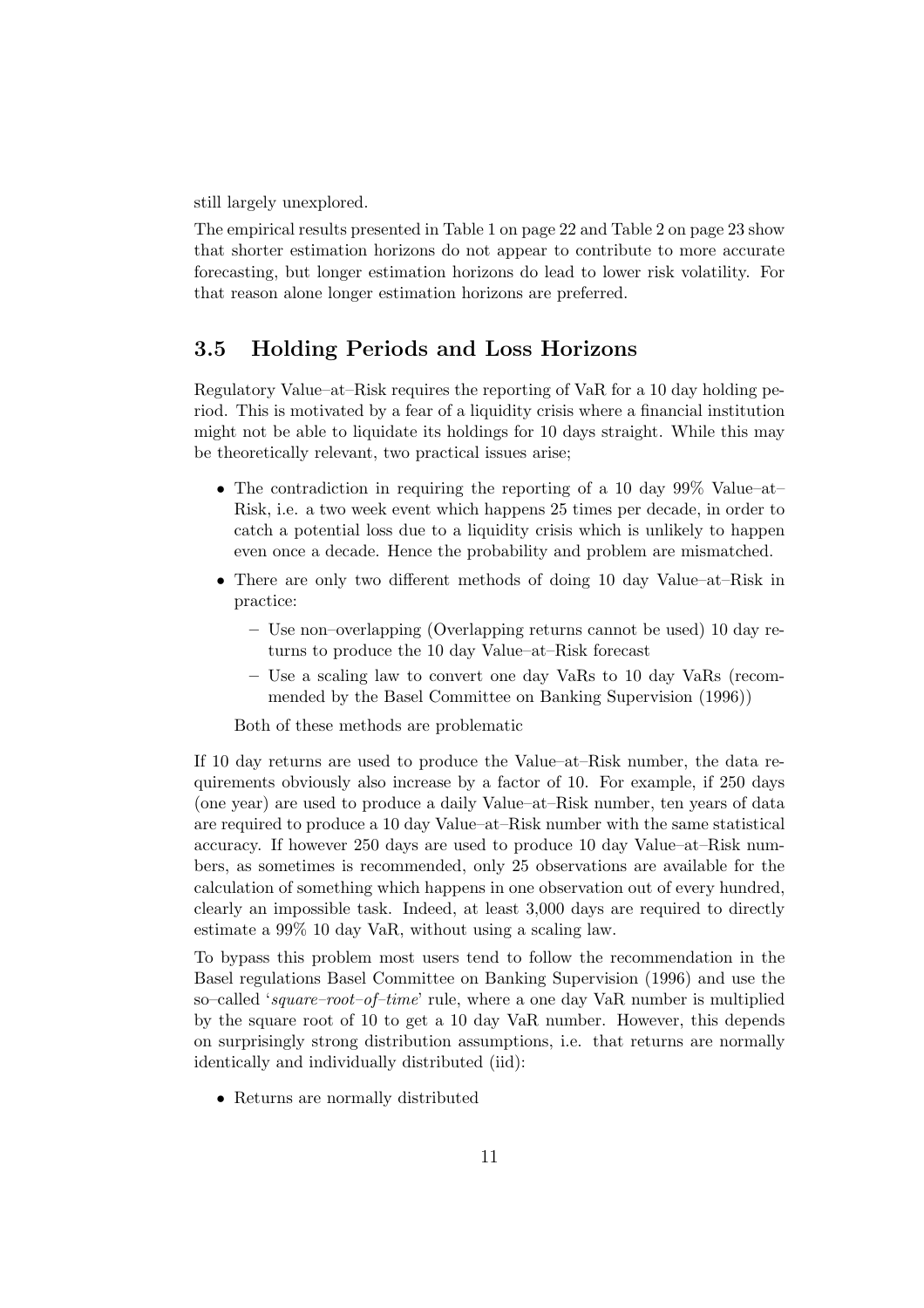still largely unexplored.

The empirical results presented in Table 1 on page 22 and Table 2 on page 23 show that shorter estimation horizons do not appear to contribute to more accurate forecasting, but longer estimation horizons do lead to lower risk volatility. For that reason alone longer estimation horizons are preferred.

## 3.5 Holding Periods and Loss Horizons

Regulatory Value–at–Risk requires the reporting of VaR for a 10 day holding period. This is motivated by a fear of a liquidity crisis where a financial institution might not be able to liquidate its holdings for 10 days straight. While this may be theoretically relevant, two practical issues arise;

- The contradiction in requiring the reporting of a 10 day 99% Value–at–Risk, i.e. a two week event which happens 25 times per decade, in order to catch a potential loss due to a liquidity crisis which is unlikely to happen even once a decade. Hence the probability and problem are mismatched.
- There are only two different methods of doing 10 day Value–at–Risk in practice:
  - Use non–overlapping (Overlapping returns cannot be used) 10 day returns to produce the 10 day Value–at–Risk forecast
  - Use a scaling law to convert one day VaRs to 10 day VaRs (recommended by the Basel Committee on Banking Supervision (1996))

  Both of these methods are problematic

If 10 day returns are used to produce the Value–at–Risk number, the data requirements obviously also increase by a factor of 10. For example, if 250 days (one year) are used to produce a daily Value–at–Risk number, ten years of data are required to produce a 10 day Value–at–Risk number with the same statistical accuracy. If however 250 days are used to produce 10 day Value–at–Risk numbers, as sometimes is recommended, only 25 observations are available for the calculation of something which happens in one observation out of every hundred, clearly an impossible task. Indeed, at least 3,000 days are required to directly estimate a 99% 10 day VaR, without using a scaling law.

To bypass this problem most users tend to follow the recommendation in the Basel regulations Basel Committee on Banking Supervision (1996) and use the so–called '*square–root–of–time*' rule, where a one day VaR number is multiplied by the square root of 10 to get a 10 day VaR number. However, this depends on surprisingly strong distribution assumptions, i.e. that returns are normally identically and individually distributed (iid):

- Returns are normally distributed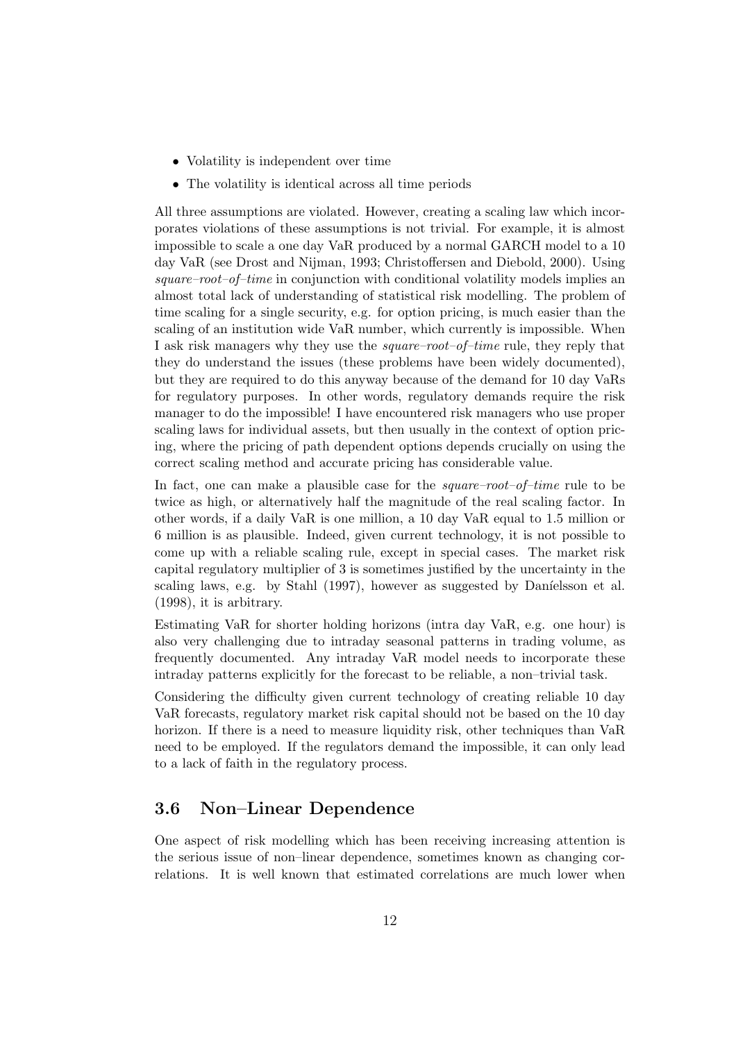- Volatility is independent over time
- The volatility is identical across all time periods

All three assumptions are violated. However, creating a scaling law which incorporates violations of these assumptions is not trivial. For example, it is almost impossible to scale a one day VaR produced by a normal GARCH model to a 10 day VaR (see Drost and Nijman, 1993; Christoffersen and Diebold, 2000). Using *square–root–of–time* in conjunction with conditional volatility models implies an almost total lack of understanding of statistical risk modelling. The problem of time scaling for a single security, e.g. for option pricing, is much easier than the scaling of an institution wide VaR number, which currently is impossible. When I ask risk managers why they use the *square–root–of–time* rule, they reply that they do understand the issues (these problems have been widely documented), but they are required to do this anyway because of the demand for 10 day VaRs for regulatory purposes. In other words, regulatory demands require the risk manager to do the impossible! I have encountered risk managers who use proper scaling laws for individual assets, but then usually in the context of option pricing, where the pricing of path dependent options depends crucially on using the correct scaling method and accurate pricing has considerable value.

In fact, one can make a plausible case for the *square–root–of–time* rule to be twice as high, or alternatively half the magnitude of the real scaling factor. In other words, if a daily VaR is one million, a 10 day VaR equal to 1.5 million or 6 million is as plausible. Indeed, given current technology, it is not possible to come up with a reliable scaling rule, except in special cases. The market risk capital regulatory multiplier of 3 is sometimes justified by the uncertainty in the scaling laws, e.g. by Stahl (1997), however as suggested by Daníelsson et al. (1998), it is arbitrary.

Estimating VaR for shorter holding horizons (intra day VaR, e.g. one hour) is also very challenging due to intraday seasonal patterns in trading volume, as frequently documented. Any intraday VaR model needs to incorporate these intraday patterns explicitly for the forecast to be reliable, a non–trivial task.

Considering the difficulty given current technology of creating reliable 10 day VaR forecasts, regulatory market risk capital should not be based on the 10 day horizon. If there is a need to measure liquidity risk, other techniques than VaR need to be employed. If the regulators demand the impossible, it can only lead to a lack of faith in the regulatory process.

### 3.6 Non–Linear Dependence

One aspect of risk modelling which has been receiving increasing attention is the serious issue of non–linear dependence, sometimes known as changing correlations. It is well known that estimated correlations are much lower when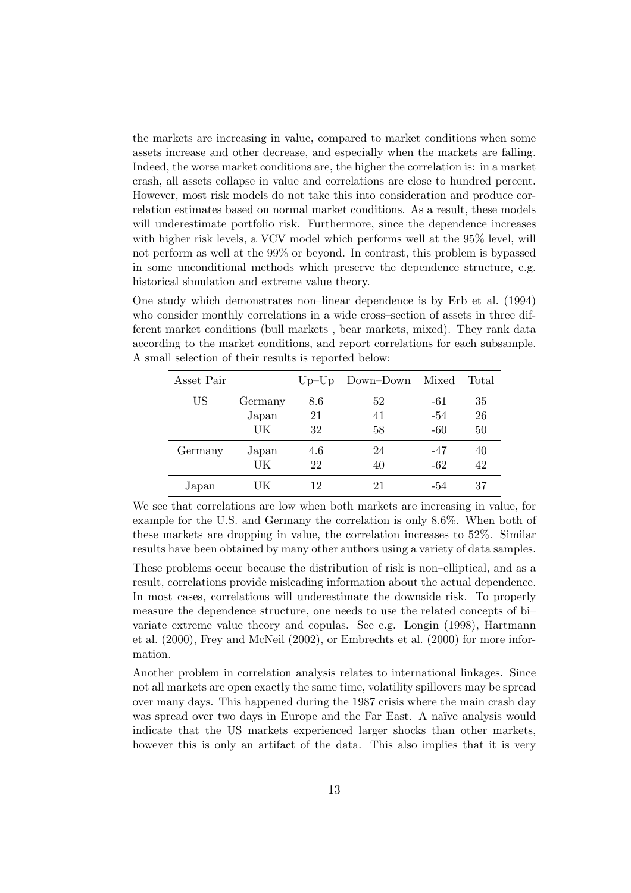the markets are increasing in value, compared to market conditions when some assets increase and other decrease, and especially when the markets are falling. Indeed, the worse market conditions are, the higher the correlation is: in a market crash, all assets collapse in value and correlations are close to hundred percent. However, most risk models do not take this into consideration and produce correlation estimates based on normal market conditions. As a result, these models will underestimate portfolio risk. Furthermore, since the dependence increases with higher risk levels, a VCV model which performs well at the 95% level, will not perform as well at the 99% or beyond. In contrast, this problem is bypassed in some unconditional methods which preserve the dependence structure, e.g. historical simulation and extreme value theory.

One study which demonstrates non–linear dependence is by Erb et al. (1994) who consider monthly correlations in a wide cross–section of assets in three different market conditions (bull markets , bear markets, mixed). They rank data according to the market conditions, and report correlations for each subsample. A small selection of their results is reported below:

| Asset Pair | | Up–Up | Down–Down | Mixed | Total |
|---|---|---|---|---|---|
| US | Germany | 8.6 | 52 | -61 | 35 |
| | Japan | 21 | 41 | -54 | 26 |
| | UK | 32 | 58 | -60 | 50 |
| Germany | Japan | 4.6 | 24 | -47 | 40 |
| | UK | 22 | 40 | -62 | 42 |
| Japan | UK | 12 | 21 | -54 | 37 |

We see that correlations are low when both markets are increasing in value, for example for the U.S. and Germany the correlation is only 8.6%. When both of these markets are dropping in value, the correlation increases to 52%. Similar results have been obtained by many other authors using a variety of data samples.

These problems occur because the distribution of risk is non–elliptical, and as a result, correlations provide misleading information about the actual dependence. In most cases, correlations will underestimate the downside risk. To properly measure the dependence structure, one needs to use the related concepts of bi–variate extreme value theory and copulas. See e.g. Longin (1998), Hartmann et al. (2000), Frey and McNeil (2002), or Embrechts et al. (2000) for more information.

Another problem in correlation analysis relates to international linkages. Since not all markets are open exactly the same time, volatility spillovers may be spread over many days. This happened during the 1987 crisis where the main crash day was spread over two days in Europe and the Far East. A naïve analysis would indicate that the US markets experienced larger shocks than other markets, however this is only an artifact of the data. This also implies that it is very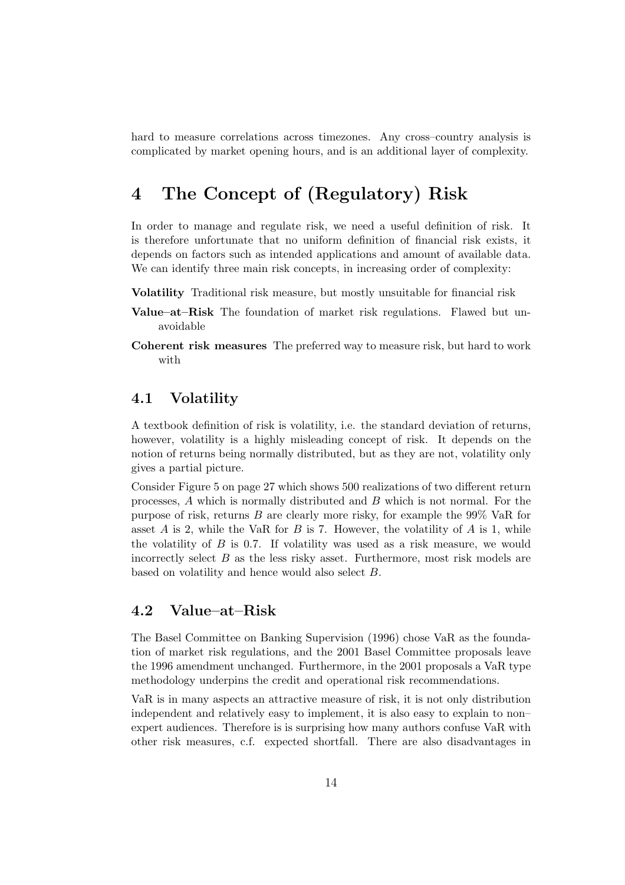hard to measure correlations across timezones. Any cross–country analysis is complicated by market opening hours, and is an additional layer of complexity.

# 4 The Concept of (Regulatory) Risk

In order to manage and regulate risk, we need a useful definition of risk. It is therefore unfortunate that no uniform definition of financial risk exists, it depends on factors such as intended applications and amount of available data. We can identify three main risk concepts, in increasing order of complexity:

**Volatility** Traditional risk measure, but mostly unsuitable for financial risk

**Value–at–Risk** The foundation of market risk regulations. Flawed but unavoidable

**Coherent risk measures** The preferred way to measure risk, but hard to work with

## 4.1 Volatility

A textbook definition of risk is volatility, i.e. the standard deviation of returns, however, volatility is a highly misleading concept of risk. It depends on the notion of returns being normally distributed, but as they are not, volatility only gives a partial picture.

Consider Figure 5 on page 27 which shows 500 realizations of two different return processes, $A$ which is normally distributed and $B$ which is not normal. For the purpose of risk, returns $B$ are clearly more risky, for example the 99% VaR for asset $A$ is 2, while the VaR for $B$ is 7. However, the volatility of $A$ is 1, while the volatility of $B$ is 0.7. If volatility was used as a risk measure, we would incorrectly select $B$ as the less risky asset. Furthermore, most risk models are based on volatility and hence would also select $B$.

## 4.2 Value–at–Risk

The Basel Committee on Banking Supervision (1996) chose VaR as the foundation of market risk regulations, and the 2001 Basel Committee proposals leave the 1996 amendment unchanged. Furthermore, in the 2001 proposals a VaR type methodology underpins the credit and operational risk recommendations.

VaR is in many aspects an attractive measure of risk, it is not only distribution independent and relatively easy to implement, it is also easy to explain to non–expert audiences. Therefore is is surprising how many authors confuse VaR with other risk measures, c.f. expected shortfall. There are also disadvantages in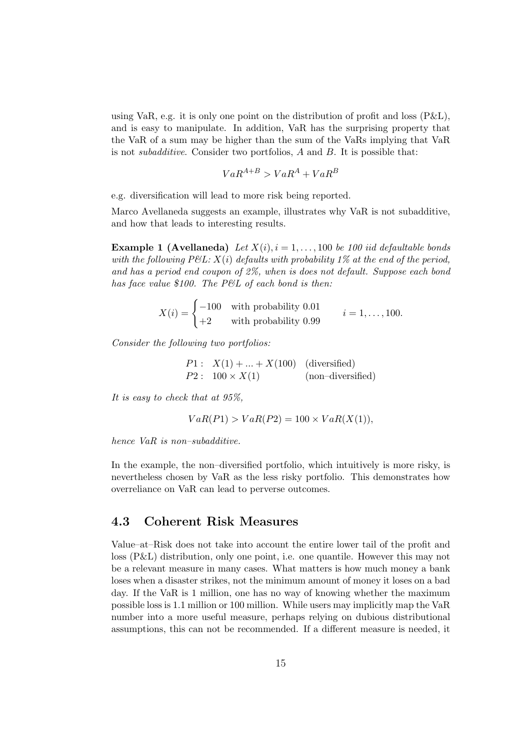using VaR, e.g. it is only one point on the distribution of profit and loss (P&L), and is easy to manipulate. In addition, VaR has the surprising property that the VaR of a sum may be higher than the sum of the VaRs implying that VaR is not *subadditive*. Consider two portfolios, $A$ and $B$. It is possible that:

$$VaR^{A+B} > VaR^{A} + VaR^{B}$$

e.g. diversification will lead to more risk being reported.

Marco Avellaneda suggests an example, illustrates why VaR is not subadditive, and how that leads to interesting results.

**Example 1 (Avellaneda)** *Let $X(i), i = 1, \ldots, 100$ be 100 iid defaultable bonds with the following P&L: $X(i)$ defaults with probability 1% at the end of the period, and has a period end coupon of 2%, when is does not default. Suppose each bond has face value \$100. The P&L of each bond is then:*

$$X(i) = \begin{cases} -100 & \text{with probability } 0.01 \\ +2 & \text{with probability } 0.99 \end{cases} \qquad i = 1, \ldots, 100.$$

*Consider the following two portfolios:*

$$\begin{array}{lll} P1: & X(1) + \ldots + X(100) & \text{(diversified)} \\ P2: & 100 \times X(1) & \text{(non–diversified)} \end{array}$$

*It is easy to check that at 95%,*

$$VaR(P1) > VaR(P2) = 100 \times VaR(X(1)),$$

*hence VaR is non–subadditive.*

In the example, the non–diversified portfolio, which intuitively is more risky, is nevertheless chosen by VaR as the less risky portfolio. This demonstrates how overreliance on VaR can lead to perverse outcomes.

## 4.3 Coherent Risk Measures

Value–at–Risk does not take into account the entire lower tail of the profit and loss (P&L) distribution, only one point, i.e. one quantile. However this may not be a relevant measure in many cases. What matters is how much money a bank loses when a disaster strikes, not the minimum amount of money it loses on a bad day. If the VaR is 1 million, one has no way of knowing whether the maximum possible loss is 1.1 million or 100 million. While users may implicitly map the VaR number into a more useful measure, perhaps relying on dubious distributional assumptions, this can not be recommended. If a different measure is needed, it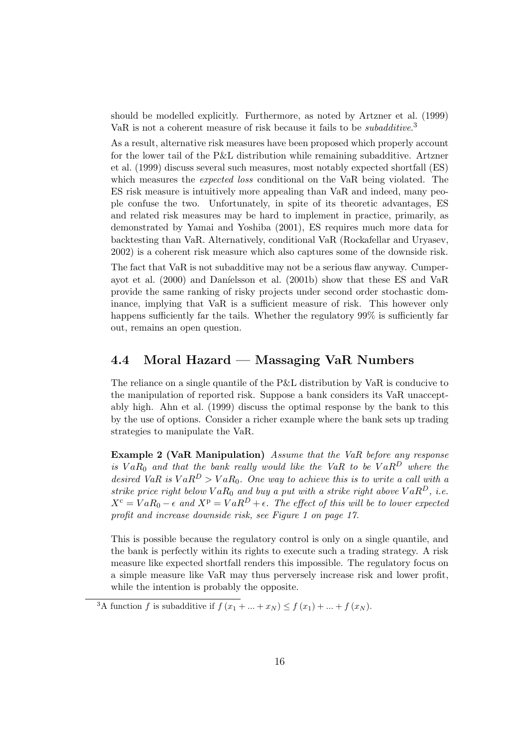should be modelled explicitly. Furthermore, as noted by Artzner et al. (1999) VaR is not a coherent measure of risk because it fails to be *subadditive*.[3]

As a result, alternative risk measures have been proposed which properly account for the lower tail of the P&L distribution while remaining subadditive. Artzner et al. (1999) discuss several such measures, most notably expected shortfall (ES) which measures the *expected loss* conditional on the VaR being violated. The ES risk measure is intuitively more appealing than VaR and indeed, many people confuse the two. Unfortunately, in spite of its theoretic advantages, ES and related risk measures may be hard to implement in practice, primarily, as demonstrated by Yamai and Yoshiba (2001), ES requires much more data for backtesting than VaR. Alternatively, conditional VaR (Rockafellar and Uryasev, 2002) is a coherent risk measure which also captures some of the downside risk.

The fact that VaR is not subadditive may not be a serious flaw anyway. Cumperayot et al. (2000) and Daníelsson et al. (2001b) show that these ES and VaR provide the same ranking of risky projects under second order stochastic dominance, implying that VaR is a sufficient measure of risk. This however only happens sufficiently far the tails. Whether the regulatory 99% is sufficiently far out, remains an open question.

## 4.4 Moral Hazard — Massaging VaR Numbers

The reliance on a single quantile of the P&L distribution by VaR is conducive to the manipulation of reported risk. Suppose a bank considers its VaR unacceptably high. Ahn et al. (1999) discuss the optimal response by the bank to this by the use of options. Consider a richer example where the bank sets up trading strategies to manipulate the VaR.

**Example 2 (VaR Manipulation)** *Assume that the VaR before any response is $VaR_0$ and that the bank really would like the VaR to be $VaR^D$ where the desired VaR is $VaR^D > VaR_0$. One way to achieve this is to write a call with a strike price right below $VaR_0$ and buy a put with a strike right above $VaR^D$, i.e. $X^c = VaR_0 - \epsilon$ and $X^p = VaR^D + \epsilon$. The effect of this will be to lower expected profit and increase downside risk, see Figure 1 on page 17.*

This is possible because the regulatory control is only on a single quantile, and the bank is perfectly within its rights to execute such a trading strategy. A risk measure like expected shortfall renders this impossible. The regulatory focus on a simple measure like VaR may thus perversely increase risk and lower profit, while the intention is probably the opposite.

[3] A function $f$ is subadditive if $f(x_1 + ... + x_N) \leq f(x_1) + ... + f(x_N)$.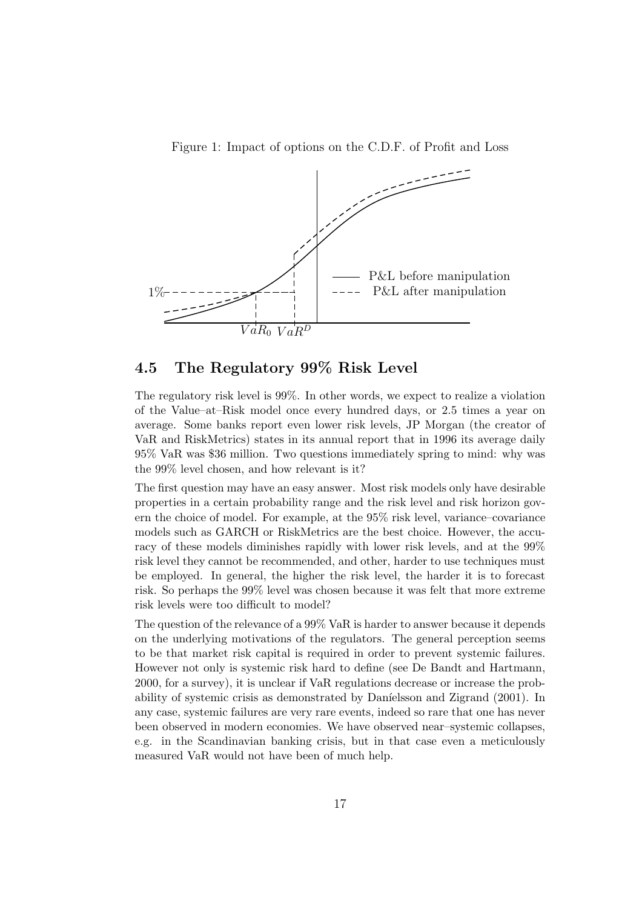Figure 1: Impact of options on the C.D.F. of Profit and Loss

## 4.5 The Regulatory 99% Risk Level

The regulatory risk level is 99%. In other words, we expect to realize a violation of the Value–at–Risk model once every hundred days, or 2.5 times a year on average. Some banks report even lower risk levels, JP Morgan (the creator of VaR and RiskMetrics) states in its annual report that in 1996 its average daily 95% VaR was $36 million. Two questions immediately spring to mind: why was the 99% level chosen, and how relevant is it?

The first question may have an easy answer. Most risk models only have desirable properties in a certain probability range and the risk level and risk horizon govern the choice of model. For example, at the 95% risk level, variance–covariance models such as GARCH or RiskMetrics are the best choice. However, the accuracy of these models diminishes rapidly with lower risk levels, and at the 99% risk level they cannot be recommended, and other, harder to use techniques must be employed. In general, the higher the risk level, the harder it is to forecast risk. So perhaps the 99% level was chosen because it was felt that more extreme risk levels were too difficult to model?

The question of the relevance of a 99% VaR is harder to answer because it depends on the underlying motivations of the regulators. The general perception seems to be that market risk capital is required in order to prevent systemic failures. However not only is systemic risk hard to define (see De Bandt and Hartmann, 2000, for a survey), it is unclear if VaR regulations decrease or increase the probability of systemic crisis as demonstrated by Daníelsson and Zigrand (2001). In any case, systemic failures are very rare events, indeed so rare that one has never been observed in modern economies. We have observed near–systemic collapses, e.g. in the Scandinavian banking crisis, but in that case even a meticulously measured VaR would not have been of much help.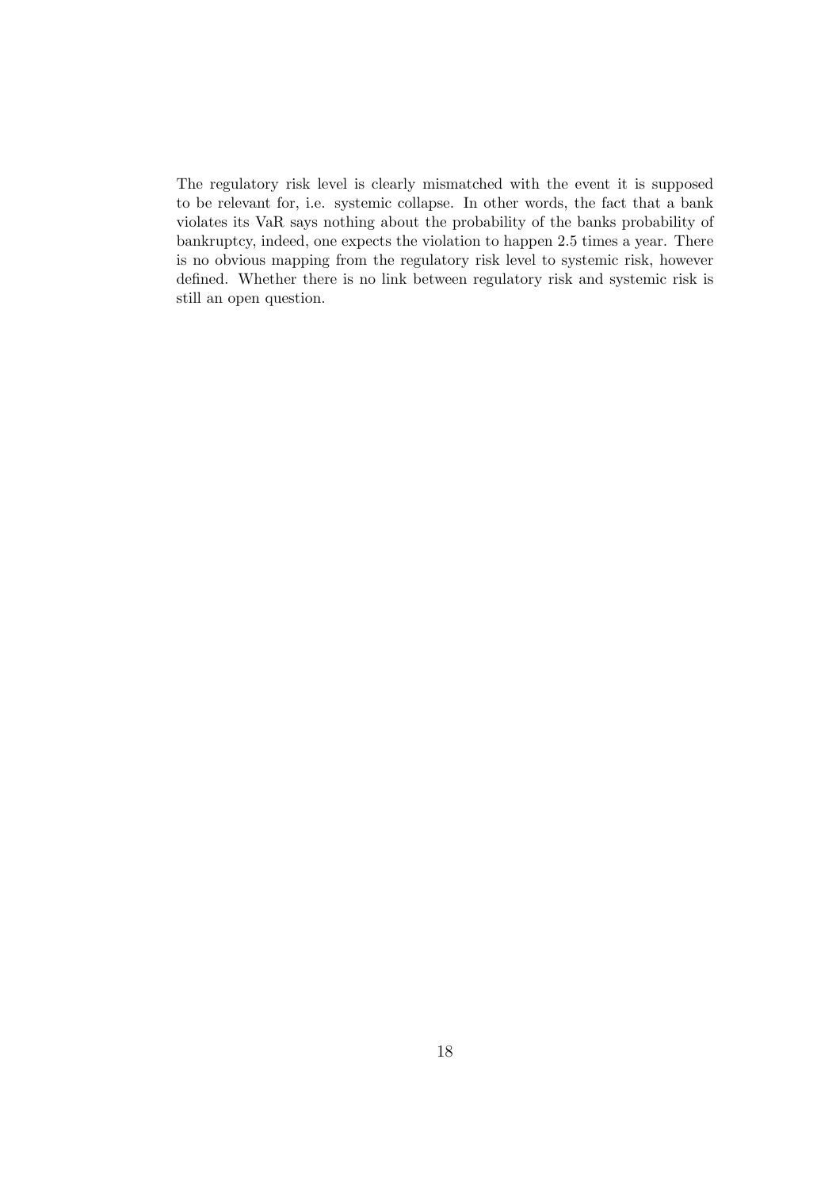The regulatory risk level is clearly mismatched with the event it is supposed to be relevant for, i.e. systemic collapse. In other words, the fact that a bank violates its VaR says nothing about the probability of the banks probability of bankruptcy, indeed, one expects the violation to happen 2.5 times a year. There is no obvious mapping from the regulatory risk level to systemic risk, however defined. Whether there is no link between regulatory risk and systemic risk is still an open question.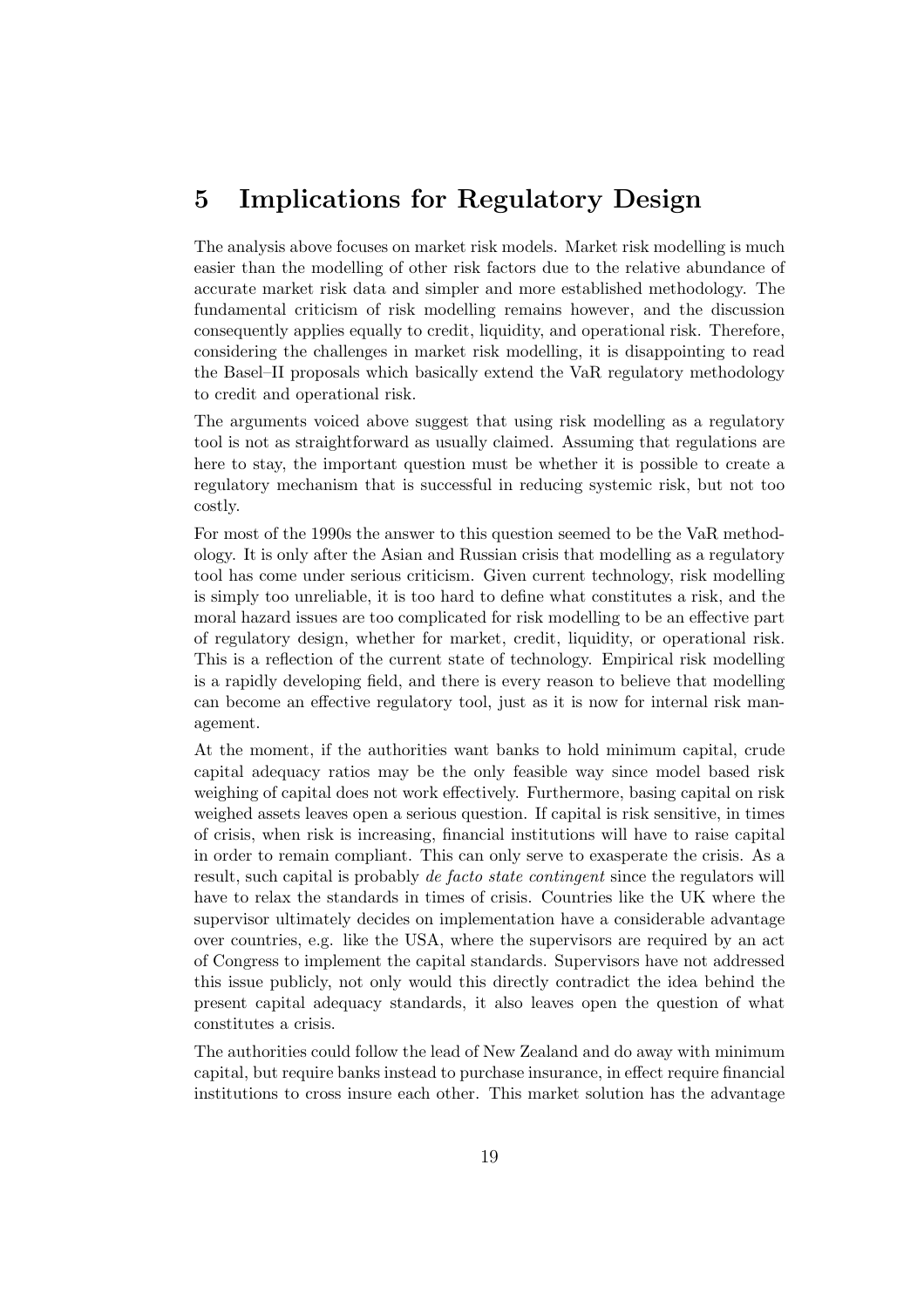## 5 Implications for Regulatory Design

The analysis above focuses on market risk models. Market risk modelling is much easier than the modelling of other risk factors due to the relative abundance of accurate market risk data and simpler and more established methodology. The fundamental criticism of risk modelling remains however, and the discussion consequently applies equally to credit, liquidity, and operational risk. Therefore, considering the challenges in market risk modelling, it is disappointing to read the Basel–II proposals which basically extend the VaR regulatory methodology to credit and operational risk.

The arguments voiced above suggest that using risk modelling as a regulatory tool is not as straightforward as usually claimed. Assuming that regulations are here to stay, the important question must be whether it is possible to create a regulatory mechanism that is successful in reducing systemic risk, but not too costly.

For most of the 1990s the answer to this question seemed to be the VaR methodology. It is only after the Asian and Russian crisis that modelling as a regulatory tool has come under serious criticism. Given current technology, risk modelling is simply too unreliable, it is too hard to define what constitutes a risk, and the moral hazard issues are too complicated for risk modelling to be an effective part of regulatory design, whether for market, credit, liquidity, or operational risk. This is a reflection of the current state of technology. Empirical risk modelling is a rapidly developing field, and there is every reason to believe that modelling can become an effective regulatory tool, just as it is now for internal risk management.

At the moment, if the authorities want banks to hold minimum capital, crude capital adequacy ratios may be the only feasible way since model based risk weighing of capital does not work effectively. Furthermore, basing capital on risk weighed assets leaves open a serious question. If capital is risk sensitive, in times of crisis, when risk is increasing, financial institutions will have to raise capital in order to remain compliant. This can only serve to exasperate the crisis. As a result, such capital is probably *de facto state contingent* since the regulators will have to relax the standards in times of crisis. Countries like the UK where the supervisor ultimately decides on implementation have a considerable advantage over countries, e.g. like the USA, where the supervisors are required by an act of Congress to implement the capital standards. Supervisors have not addressed this issue publicly, not only would this directly contradict the idea behind the present capital adequacy standards, it also leaves open the question of what constitutes a crisis.

The authorities could follow the lead of New Zealand and do away with minimum capital, but require banks instead to purchase insurance, in effect require financial institutions to cross insure each other. This market solution has the advantage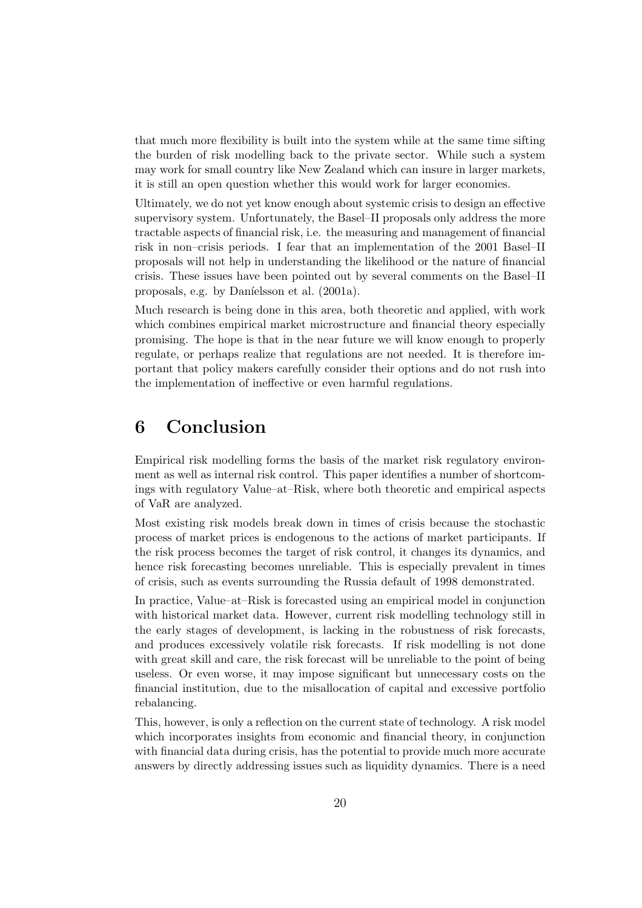that much more flexibility is built into the system while at the same time sifting the burden of risk modelling back to the private sector. While such a system may work for small country like New Zealand which can insure in larger markets, it is still an open question whether this would work for larger economies.

Ultimately, we do not yet know enough about systemic crisis to design an effective supervisory system. Unfortunately, the Basel–II proposals only address the more tractable aspects of financial risk, i.e. the measuring and management of financial risk in non–crisis periods. I fear that an implementation of the 2001 Basel–II proposals will not help in understanding the likelihood or the nature of financial crisis. These issues have been pointed out by several comments on the Basel–II proposals, e.g. by Daníelsson et al. (2001a).

Much research is being done in this area, both theoretic and applied, with work which combines empirical market microstructure and financial theory especially promising. The hope is that in the near future we will know enough to properly regulate, or perhaps realize that regulations are not needed. It is therefore important that policy makers carefully consider their options and do not rush into the implementation of ineffective or even harmful regulations.

# 6 Conclusion

Empirical risk modelling forms the basis of the market risk regulatory environment as well as internal risk control. This paper identifies a number of shortcomings with regulatory Value–at–Risk, where both theoretic and empirical aspects of VaR are analyzed.

Most existing risk models break down in times of crisis because the stochastic process of market prices is endogenous to the actions of market participants. If the risk process becomes the target of risk control, it changes its dynamics, and hence risk forecasting becomes unreliable. This is especially prevalent in times of crisis, such as events surrounding the Russia default of 1998 demonstrated.

In practice, Value–at–Risk is forecasted using an empirical model in conjunction with historical market data. However, current risk modelling technology still in the early stages of development, is lacking in the robustness of risk forecasts, and produces excessively volatile risk forecasts. If risk modelling is not done with great skill and care, the risk forecast will be unreliable to the point of being useless. Or even worse, it may impose significant but unnecessary costs on the financial institution, due to the misallocation of capital and excessive portfolio rebalancing.

This, however, is only a reflection on the current state of technology. A risk model which incorporates insights from economic and financial theory, in conjunction with financial data during crisis, has the potential to provide much more accurate answers by directly addressing issues such as liquidity dynamics. There is a need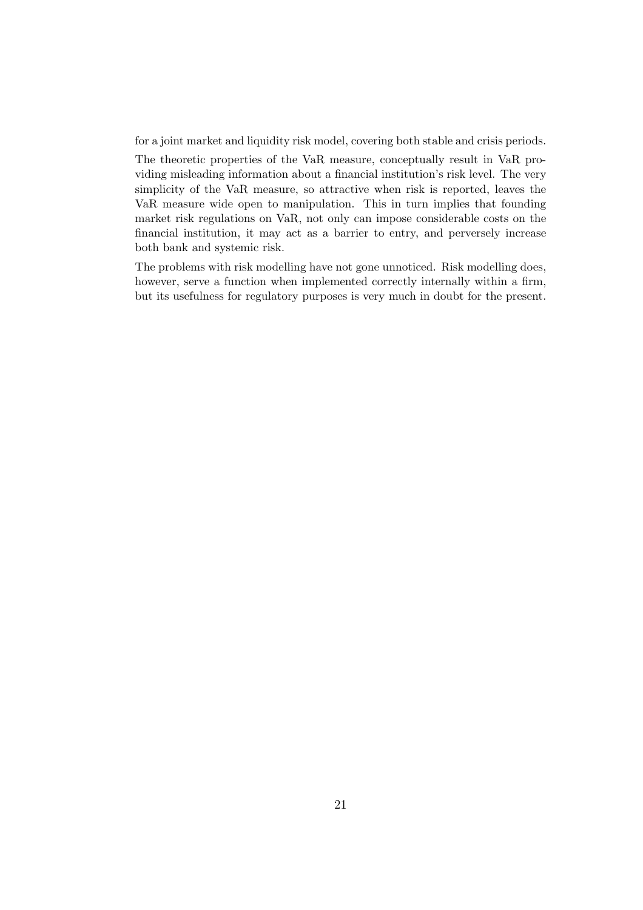for a joint market and liquidity risk model, covering both stable and crisis periods.

The theoretic properties of the VaR measure, conceptually result in VaR providing misleading information about a financial institution's risk level. The very simplicity of the VaR measure, so attractive when risk is reported, leaves the VaR measure wide open to manipulation. This in turn implies that founding market risk regulations on VaR, not only can impose considerable costs on the financial institution, it may act as a barrier to entry, and perversely increase both bank and systemic risk.

The problems with risk modelling have not gone unnoticed. Risk modelling does, however, serve a function when implemented correctly internally within a firm, but its usefulness for regulatory purposes is very much in doubt for the present.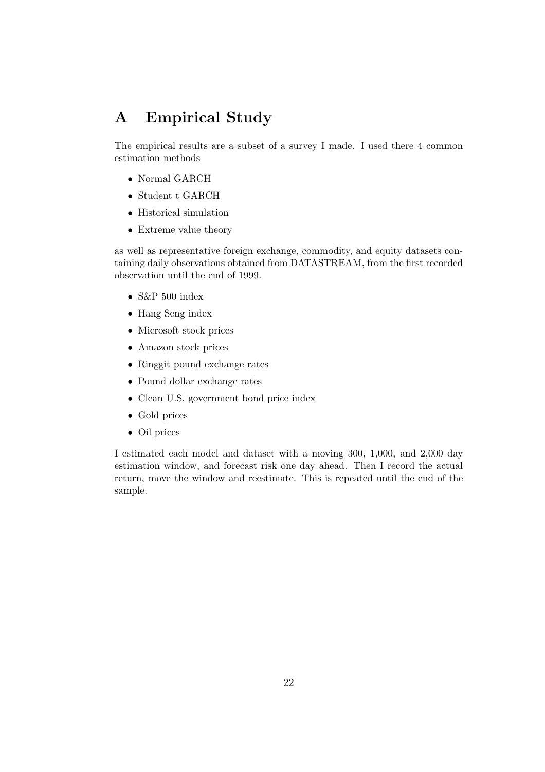# A Empirical Study

The empirical results are a subset of a survey I made. I used there 4 common estimation methods

- Normal GARCH
- Student t GARCH
- Historical simulation
- Extreme value theory

as well as representative foreign exchange, commodity, and equity datasets containing daily observations obtained from DATASTREAM, from the first recorded observation until the end of 1999.

- S&P 500 index
- Hang Seng index
- Microsoft stock prices
- Amazon stock prices
- Ringgit pound exchange rates
- Pound dollar exchange rates
- Clean U.S. government bond price index
- Gold prices
- Oil prices

I estimated each model and dataset with a moving 300, 1,000, and 2,000 day estimation window, and forecast risk one day ahead. Then I record the actual return, move the window and reestimate. This is repeated until the end of the sample.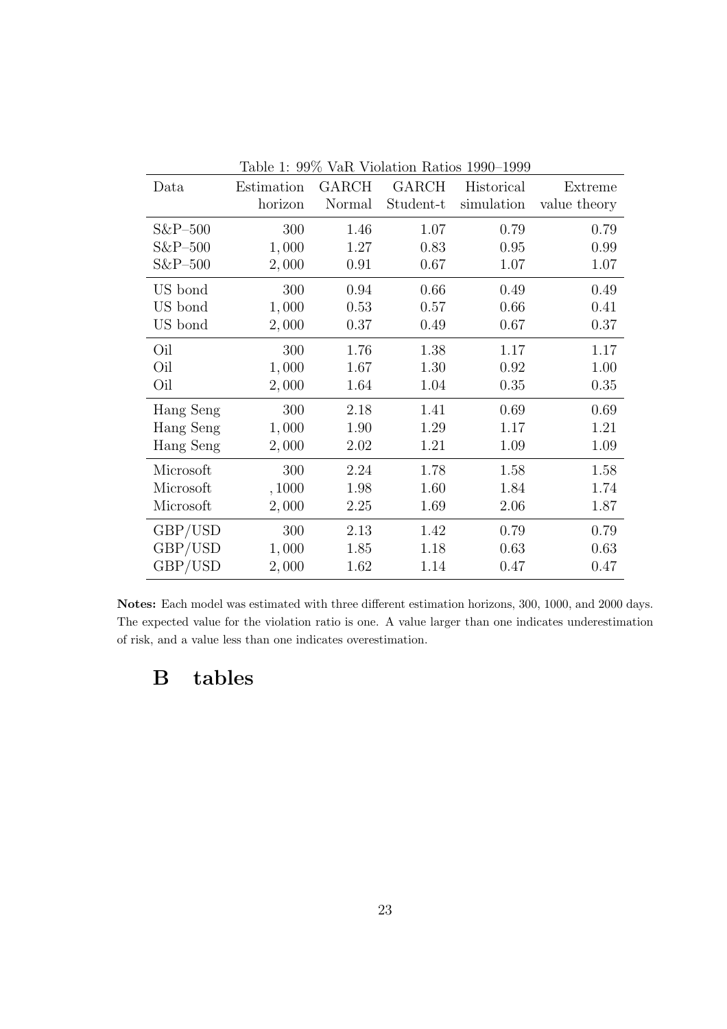Table 1: 99% VaR Violation Ratios 1990–1999

| Data | Estimation horizon | GARCH Normal | GARCH Student-t | Historical simulation | Extreme value theory |
|---|---|---|---|---|---|
| S&P–500 | 300 | 1.46 | 1.07 | 0.79 | 0.79 |
| S&P–500 | 1,000 | 1.27 | 0.83 | 0.95 | 0.99 |
| S&P–500 | 2,000 | 0.91 | 0.67 | 1.07 | 1.07 |
| US bond | 300 | 0.94 | 0.66 | 0.49 | 0.49 |
| US bond | 1,000 | 0.53 | 0.57 | 0.66 | 0.41 |
| US bond | 2,000 | 0.37 | 0.49 | 0.67 | 0.37 |
| Oil | 300 | 1.76 | 1.38 | 1.17 | 1.17 |
| Oil | 1,000 | 1.67 | 1.30 | 0.92 | 1.00 |
| Oil | 2,000 | 1.64 | 1.04 | 0.35 | 0.35 |
| Hang Seng | 300 | 2.18 | 1.41 | 0.69 | 0.69 |
| Hang Seng | 1,000 | 1.90 | 1.29 | 1.17 | 1.21 |
| Hang Seng | 2,000 | 2.02 | 1.21 | 1.09 | 1.09 |
| Microsoft | 300 | 2.24 | 1.78 | 1.58 | 1.58 |
| Microsoft | ,1000 | 1.98 | 1.60 | 1.84 | 1.74 |
| Microsoft | 2,000 | 2.25 | 1.69 | 2.06 | 1.87 |
| GBP/USD | 300 | 2.13 | 1.42 | 0.79 | 0.79 |
| GBP/USD | 1,000 | 1.85 | 1.18 | 0.63 | 0.63 |
| GBP/USD | 2,000 | 1.62 | 1.14 | 0.47 | 0.47 |

**Notes:** Each model was estimated with three different estimation horizons, 300, 1000, and 2000 days. The expected value for the violation ratio is one. A value larger than one indicates underestimation of risk, and a value less than one indicates overestimation.

# B tables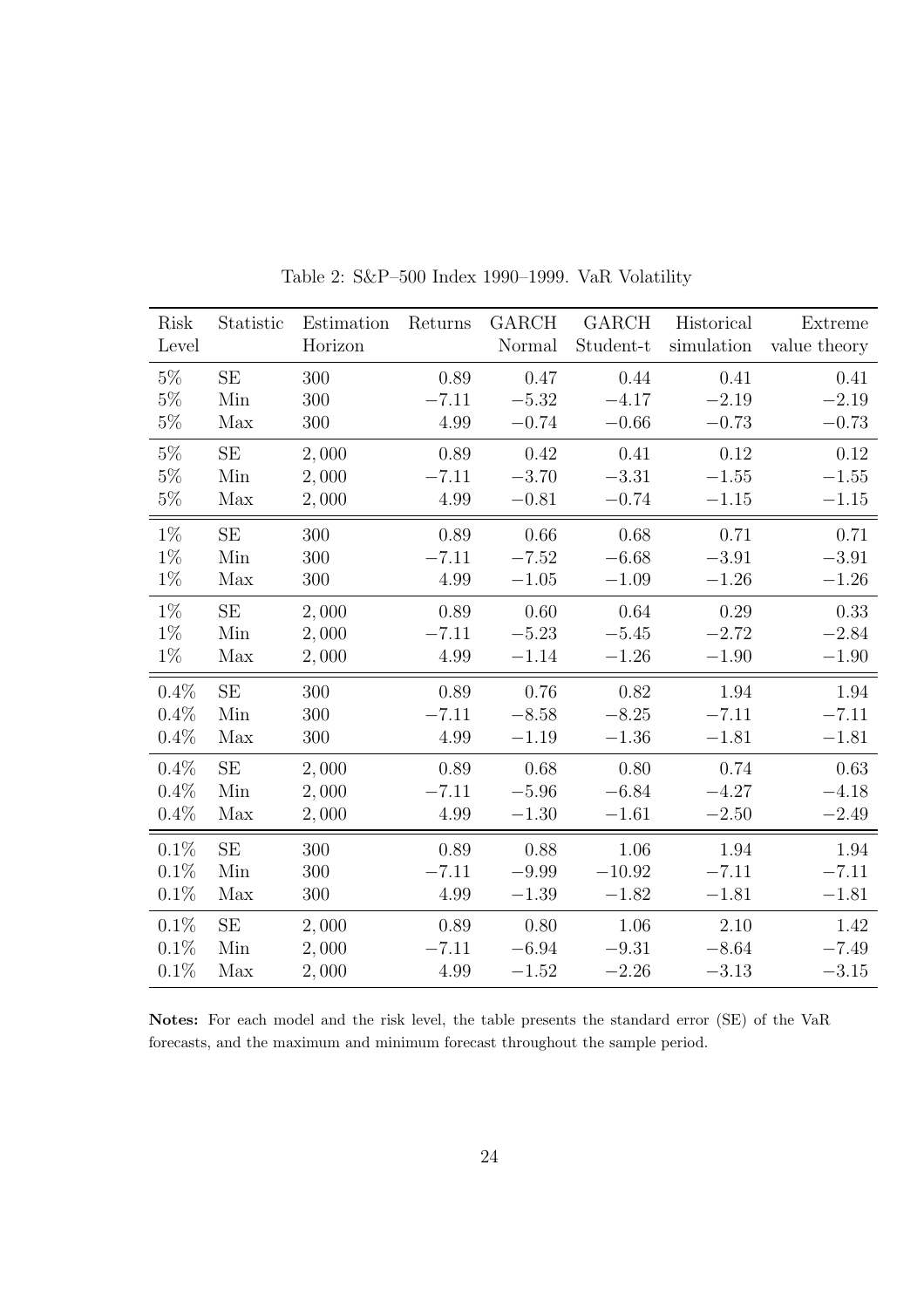Table 2: S&P–500 Index 1990–1999. VaR Volatility

| Risk Level | Statistic | Estimation Horizon | Returns | GARCH Normal | GARCH Student-t | Historical simulation | Extreme value theory |
|---|---|---|---|---|---|---|---|
| 5% | SE | 300 | 0.89 | 0.47 | 0.44 | 0.41 | 0.41 |
| 5% | Min | 300 | $-7.11$ | $-5.32$ | $-4.17$ | $-2.19$ | $-2.19$ |
| 5% | Max | 300 | 4.99 | $-0.74$ | $-0.66$ | $-0.73$ | $-0.73$ |
| 5% | SE | 2,000 | 0.89 | 0.42 | 0.41 | 0.12 | 0.12 |
| 5% | Min | 2,000 | $-7.11$ | $-3.70$ | $-3.31$ | $-1.55$ | $-1.55$ |
| 5% | Max | 2,000 | 4.99 | $-0.81$ | $-0.74$ | $-1.15$ | $-1.15$ |
| 1% | SE | 300 | 0.89 | 0.66 | 0.68 | 0.71 | 0.71 |
| 1% | Min | 300 | $-7.11$ | $-7.52$ | $-6.68$ | $-3.91$ | $-3.91$ |
| 1% | Max | 300 | 4.99 | $-1.05$ | $-1.09$ | $-1.26$ | $-1.26$ |
| 1% | SE | 2,000 | 0.89 | 0.60 | 0.64 | 0.29 | 0.33 |
| 1% | Min | 2,000 | $-7.11$ | $-5.23$ | $-5.45$ | $-2.72$ | $-2.84$ |
| 1% | Max | 2,000 | 4.99 | $-1.14$ | $-1.26$ | $-1.90$ | $-1.90$ |
| 0.4% | SE | 300 | 0.89 | 0.76 | 0.82 | 1.94 | 1.94 |
| 0.4% | Min | 300 | $-7.11$ | $-8.58$ | $-8.25$ | $-7.11$ | $-7.11$ |
| 0.4% | Max | 300 | 4.99 | $-1.19$ | $-1.36$ | $-1.81$ | $-1.81$ |
| 0.4% | SE | 2,000 | 0.89 | 0.68 | 0.80 | 0.74 | 0.63 |
| 0.4% | Min | 2,000 | $-7.11$ | $-5.96$ | $-6.84$ | $-4.27$ | $-4.18$ |
| 0.4% | Max | 2,000 | 4.99 | $-1.30$ | $-1.61$ | $-2.50$ | $-2.49$ |
| 0.1% | SE | 300 | 0.89 | 0.88 | 1.06 | 1.94 | 1.94 |
| 0.1% | Min | 300 | $-7.11$ | $-9.99$ | $-10.92$ | $-7.11$ | $-7.11$ |
| 0.1% | Max | 300 | 4.99 | $-1.39$ | $-1.82$ | $-1.81$ | $-1.81$ |
| 0.1% | SE | 2,000 | 0.89 | 0.80 | 1.06 | 2.10 | 1.42 |
| 0.1% | Min | 2,000 | $-7.11$ | $-6.94$ | $-9.31$ | $-8.64$ | $-7.49$ |
| 0.1% | Max | 2,000 | 4.99 | $-1.52$ | $-2.26$ | $-3.13$ | $-3.15$ |

**Notes:** For each model and the risk level, the table presents the standard error (SE) of the VaR forecasts, and the maximum and minimum forecast throughout the sample period.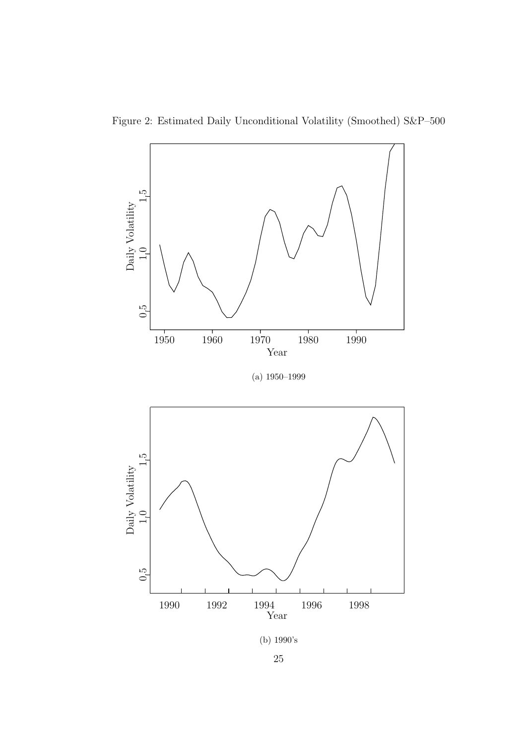Figure 2: Estimated Daily Unconditional Volatility (Smoothed) S&P–500

(a) 1950–1999

(b) 1990's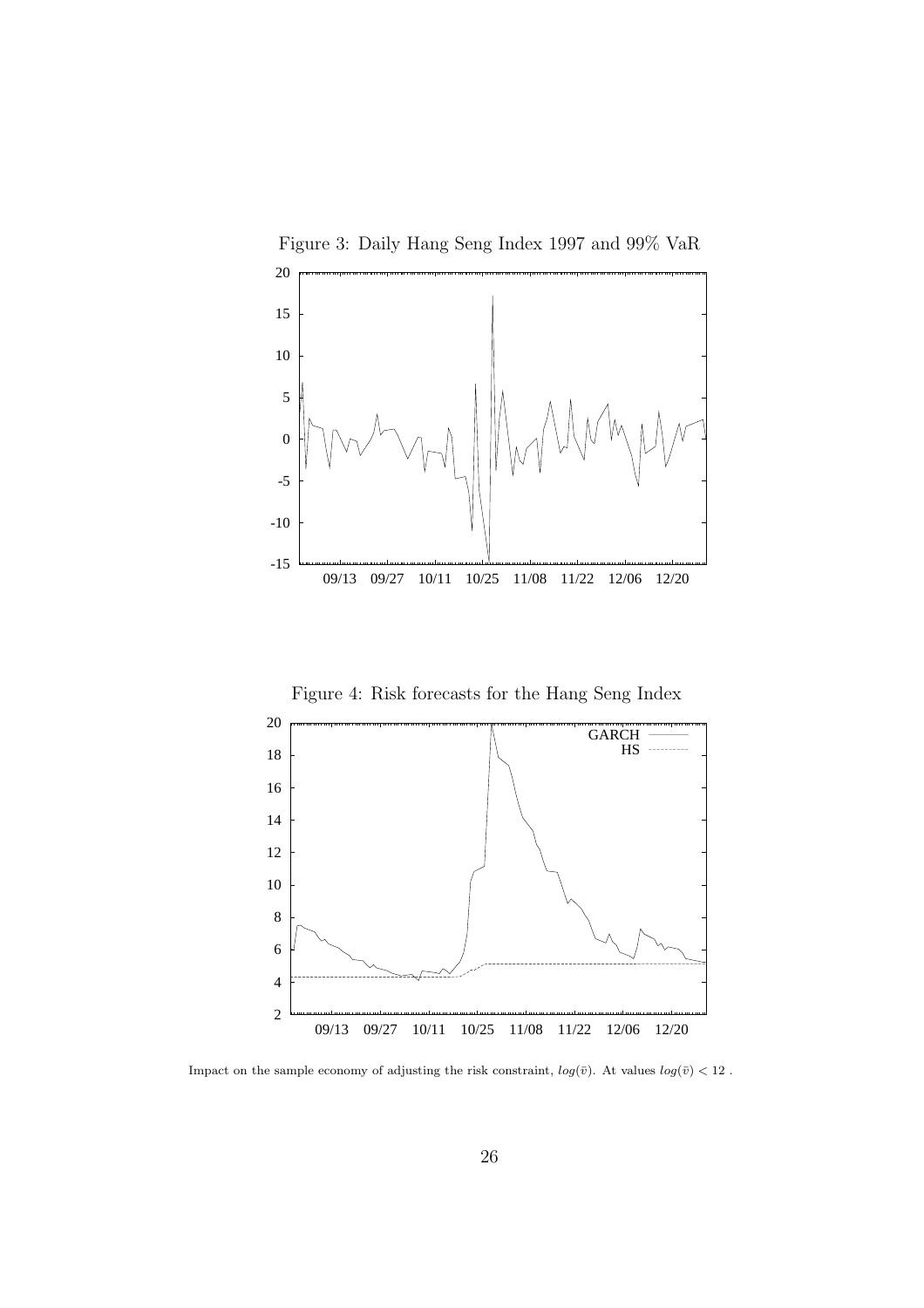Figure 3: Daily Hang Seng Index 1997 and 99% VaR

Figure 4: Risk forecasts for the Hang Seng Index

Impact on the sample economy of adjusting the risk constraint, $log(\bar{v})$. At values $log(\bar{v}) < 12$ .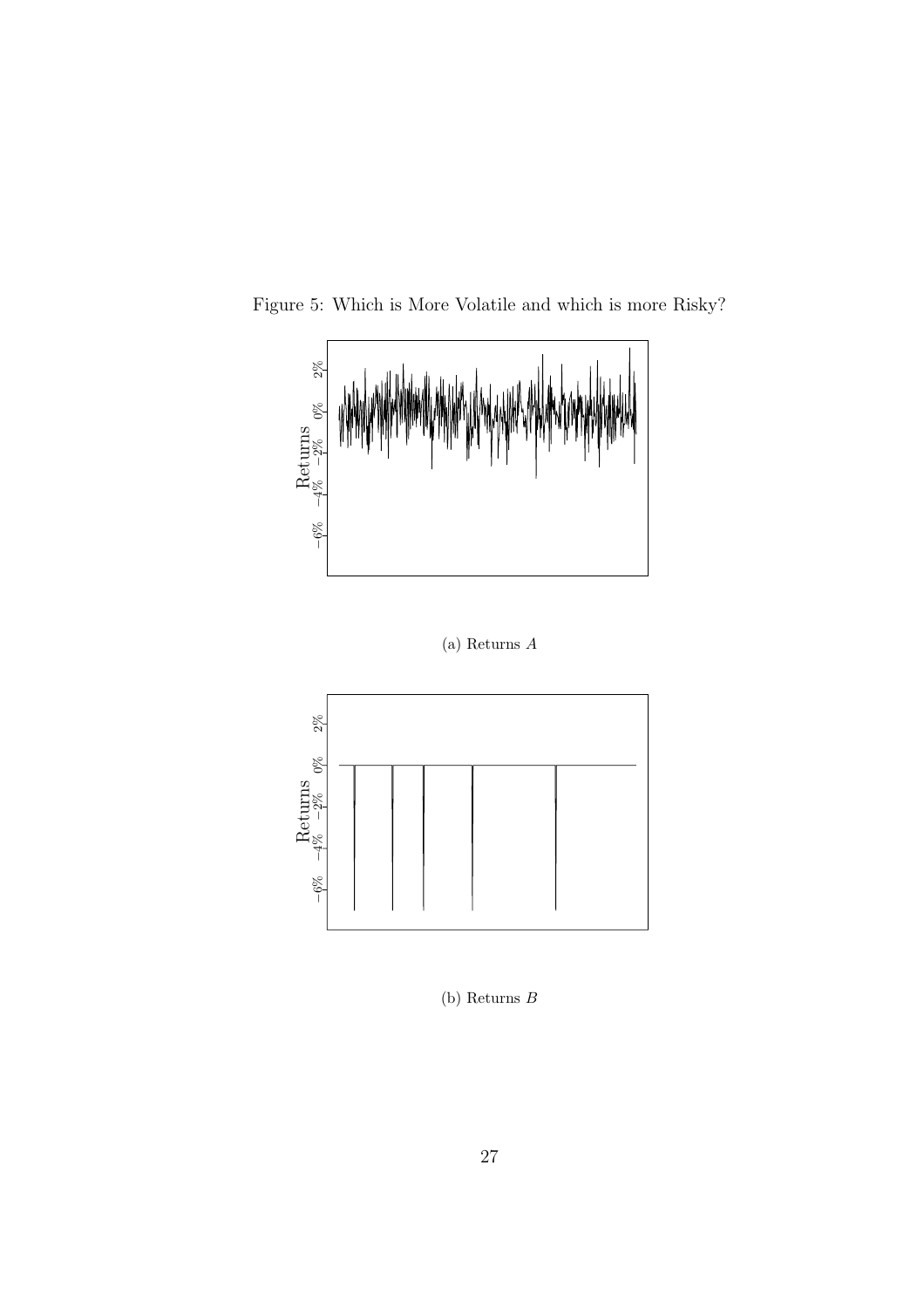Figure 5: Which is More Volatile and which is more Risky?

(a) Returns $A$

(b) Returns $B$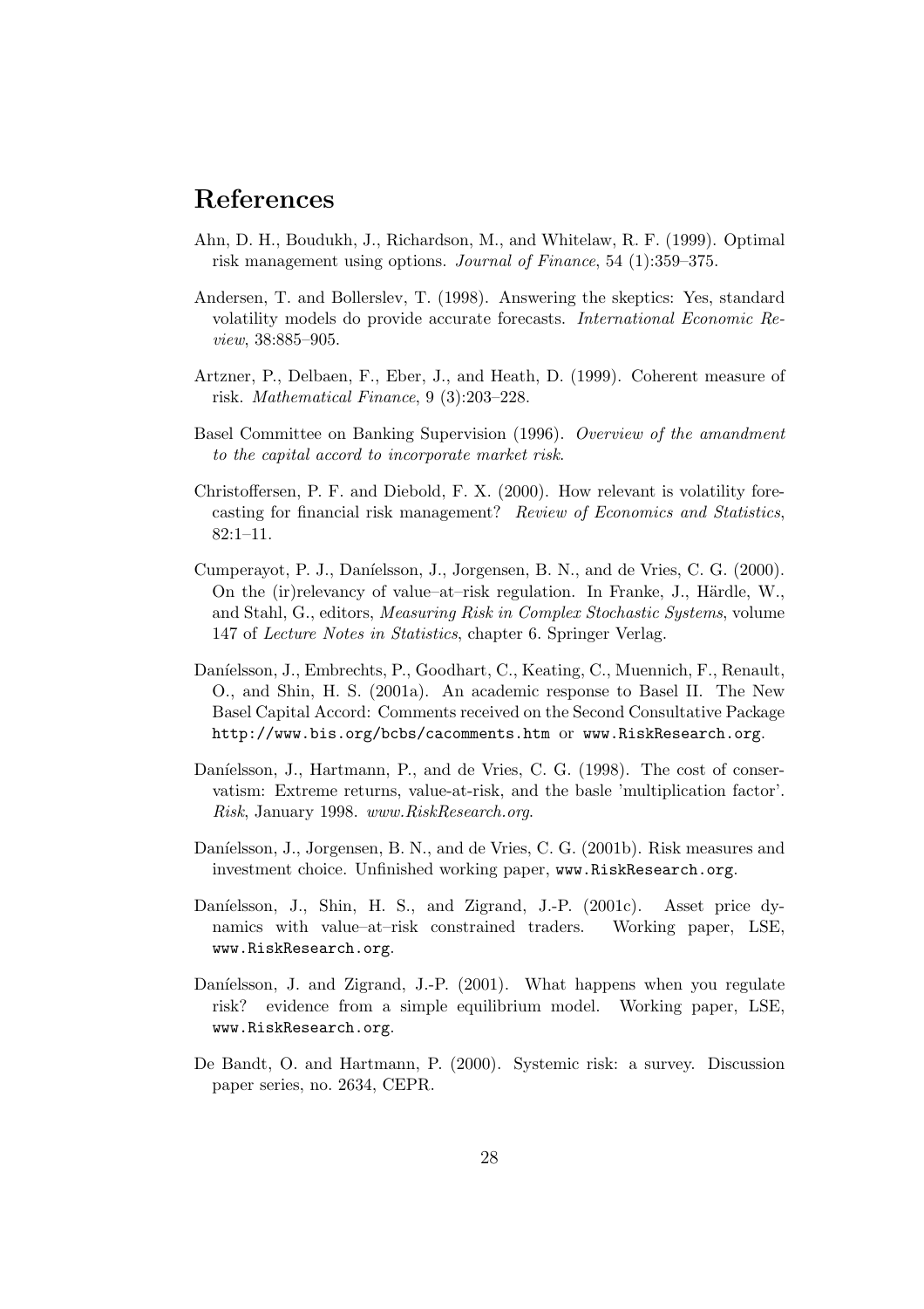# References

Ahn, D. H., Boudukh, J., Richardson, M., and Whitelaw, R. F. (1999). Optimal risk management using options. *Journal of Finance*, 54 (1):359–375.

Andersen, T. and Bollerslev, T. (1998). Answering the skeptics: Yes, standard volatility models do provide accurate forecasts. *International Economic Review*, 38:885–905.

Artzner, P., Delbaen, F., Eber, J., and Heath, D. (1999). Coherent measure of risk. *Mathematical Finance*, 9 (3):203–228.

Basel Committee on Banking Supervision (1996). *Overview of the amandment to the capital accord to incorporate market risk*.

Christoffersen, P. F. and Diebold, F. X. (2000). How relevant is volatility forecasting for financial risk management? *Review of Economics and Statistics*, 82:1–11.

Cumperayot, P. J., Daníelsson, J., Jorgensen, B. N., and de Vries, C. G. (2000). On the (ir)relevancy of value–at–risk regulation. In Franke, J., Härdle, W., and Stahl, G., editors, *Measuring Risk in Complex Stochastic Systems*, volume 147 of *Lecture Notes in Statistics*, chapter 6. Springer Verlag.

Daníelsson, J., Embrechts, P., Goodhart, C., Keating, C., Muennich, F., Renault, O., and Shin, H. S. (2001a). An academic response to Basel II. The New Basel Capital Accord: Comments received on the Second Consultative Package `http://www.bis.org/bcbs/cacomments.htm` or `www.RiskResearch.org`.

Daníelsson, J., Hartmann, P., and de Vries, C. G. (1998). The cost of conservatism: Extreme returns, value-at-risk, and the basle 'multiplication factor'. *Risk*, January 1998. *www.RiskResearch.org*.

Daníelsson, J., Jorgensen, B. N., and de Vries, C. G. (2001b). Risk measures and investment choice. Unfinished working paper, `www.RiskResearch.org`.

Daníelsson, J., Shin, H. S., and Zigrand, J.-P. (2001c). Asset price dynamics with value–at–risk constrained traders. Working paper, LSE, `www.RiskResearch.org`.

Daníelsson, J. and Zigrand, J.-P. (2001). What happens when you regulate risk? evidence from a simple equilibrium model. Working paper, LSE, `www.RiskResearch.org`.

De Bandt, O. and Hartmann, P. (2000). Systemic risk: a survey. Discussion paper series, no. 2634, CEPR.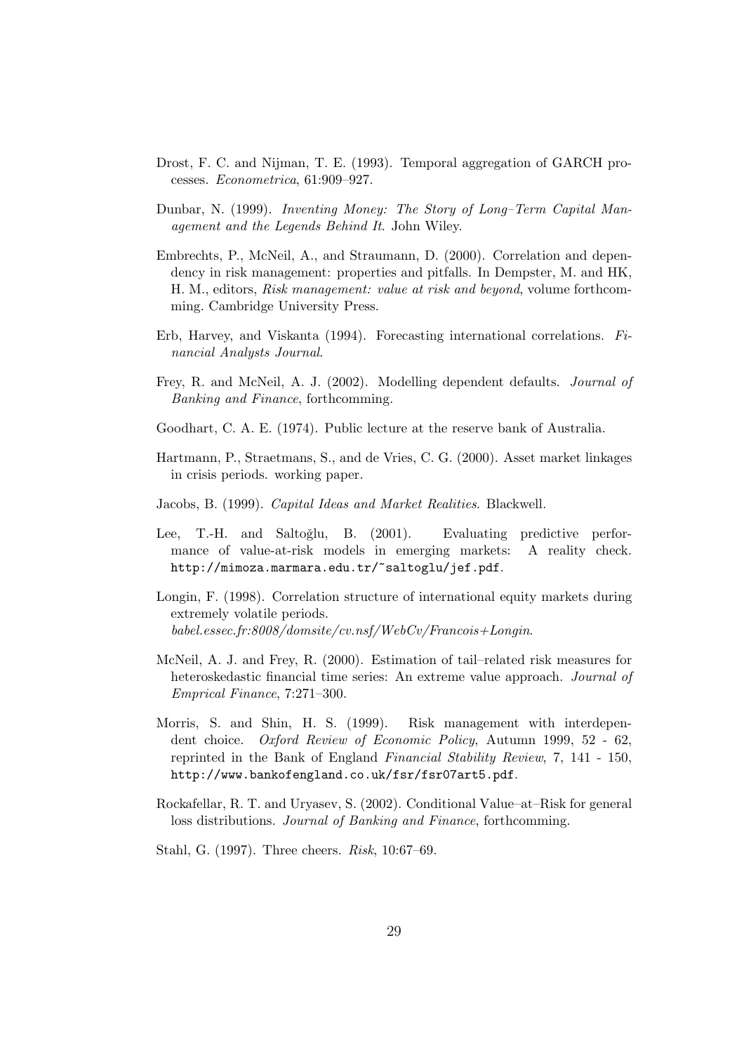Drost, F. C. and Nijman, T. E. (1993). Temporal aggregation of GARCH processes. *Econometrica*, 61:909–927.

Dunbar, N. (1999). *Inventing Money: The Story of Long–Term Capital Management and the Legends Behind It*. John Wiley.

Embrechts, P., McNeil, A., and Straumann, D. (2000). Correlation and dependency in risk management: properties and pitfalls. In Dempster, M. and HK, H. M., editors, *Risk management: value at risk and beyond*, volume forthcomming. Cambridge University Press.

Erb, Harvey, and Viskanta (1994). Forecasting international correlations. *Financial Analysts Journal*.

Frey, R. and McNeil, A. J. (2002). Modelling dependent defaults. *Journal of Banking and Finance*, forthcomming.

Goodhart, C. A. E. (1974). Public lecture at the reserve bank of Australia.

Hartmann, P., Straetmans, S., and de Vries, C. G. (2000). Asset market linkages in crisis periods. working paper.

Jacobs, B. (1999). *Capital Ideas and Market Realities*. Blackwell.

Lee, T.-H. and Saltoğlu, B. (2001). Evaluating predictive performance of value-at-risk models in emerging markets: A reality check. `http://mimoza.marmara.edu.tr/~saltoglu/jef.pdf`.

Longin, F. (1998). Correlation structure of international equity markets during extremely volatile periods. *babel.essec.fr:8008/domsite/cv.nsf/WebCv/Francois+Longin*.

McNeil, A. J. and Frey, R. (2000). Estimation of tail–related risk measures for heteroskedastic financial time series: An extreme value approach. *Journal of Emprical Finance*, 7:271–300.

Morris, S. and Shin, H. S. (1999). Risk management with interdependent choice. *Oxford Review of Economic Policy*, Autumn 1999, 52 - 62, reprinted in the Bank of England *Financial Stability Review*, 7, 141 - 150, `http://www.bankofengland.co.uk/fsr/fsr07art5.pdf`.

Rockafellar, R. T. and Uryasev, S. (2002). Conditional Value–at–Risk for general loss distributions. *Journal of Banking and Finance*, forthcomming.

Stahl, G. (1997). Three cheers. *Risk*, 10:67–69.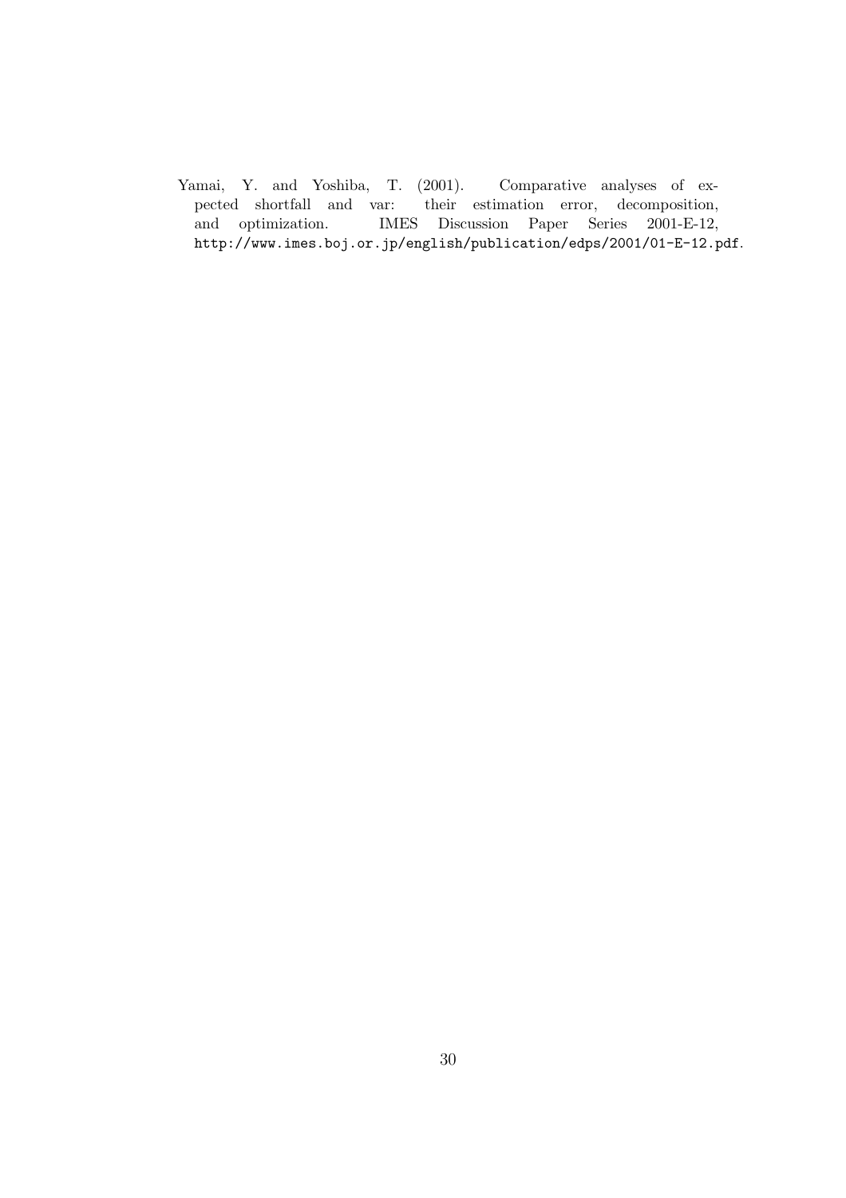Yamai, Y. and Yoshiba, T. (2001). Comparative analyses of expected shortfall and var: their estimation error, decomposition, and optimization. IMES Discussion Paper Series 2001-E-12, `http://www.imes.boj.or.jp/english/publication/edps/2001/01-E-12.pdf`.